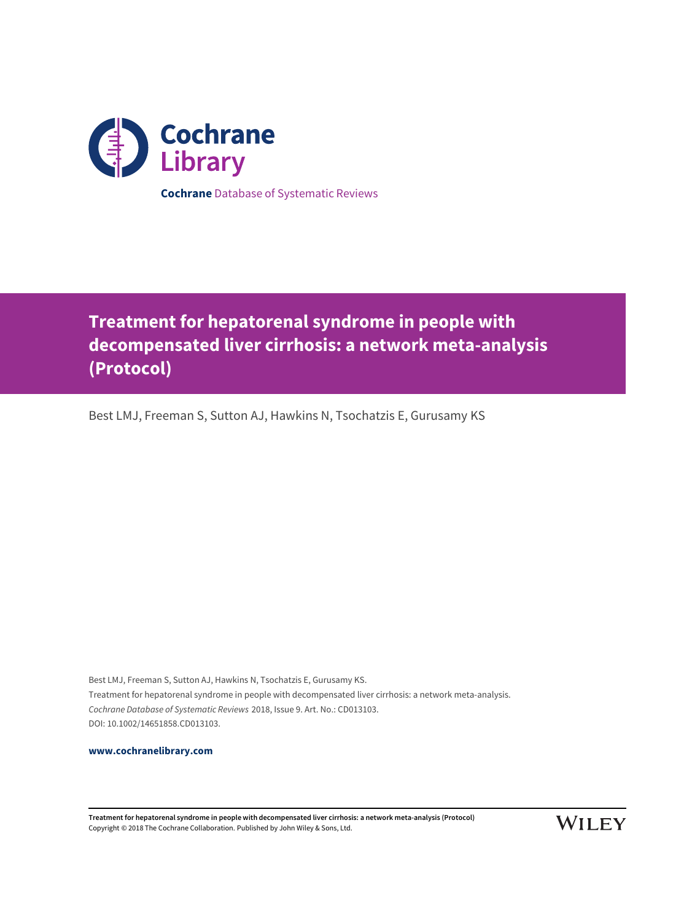Cochrane Library

**Cochrane** Database of Systematic Reviews

# Treatment for hepatorenal syndrome in people with decompensated liver cirrhosis: a network meta-analysis (Protocol)

Best LMJ, Freeman S, Sutton AJ, Hawkins N, Tsochatzis E, Gurusamy KS

Best LMJ, Freeman S, Sutton AJ, Hawkins N, Tsochatzis E, Gurusamy KS.
Treatment for hepatorenal syndrome in people with decompensated liver cirrhosis: a network meta-analysis.
*Cochrane Database of Systematic Reviews* 2018, Issue 9. Art. No.: CD013103.
DOI: 10.1002/14651858.CD013103.

**www.cochranelibrary.com**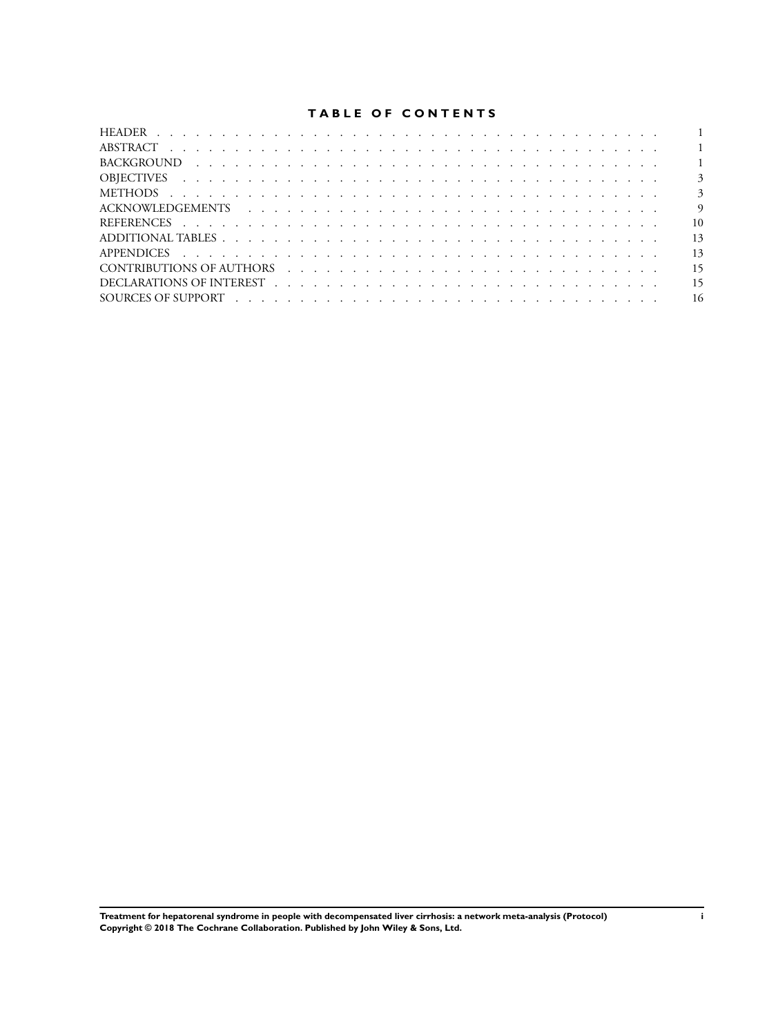# TABLE OF CONTENTS

| | |
|---|---|
| HEADER | 1 |
| ABSTRACT | 1 |
| BACKGROUND | 1 |
| OBJECTIVES | 3 |
| METHODS | 3 |
| ACKNOWLEDGEMENTS | 9 |
| REFERENCES | 10 |
| ADDITIONAL TABLES | 13 |
| APPENDICES | 13 |
| CONTRIBUTIONS OF AUTHORS | 15 |
| DECLARATIONS OF INTEREST | 15 |
| SOURCES OF SUPPORT | 16 |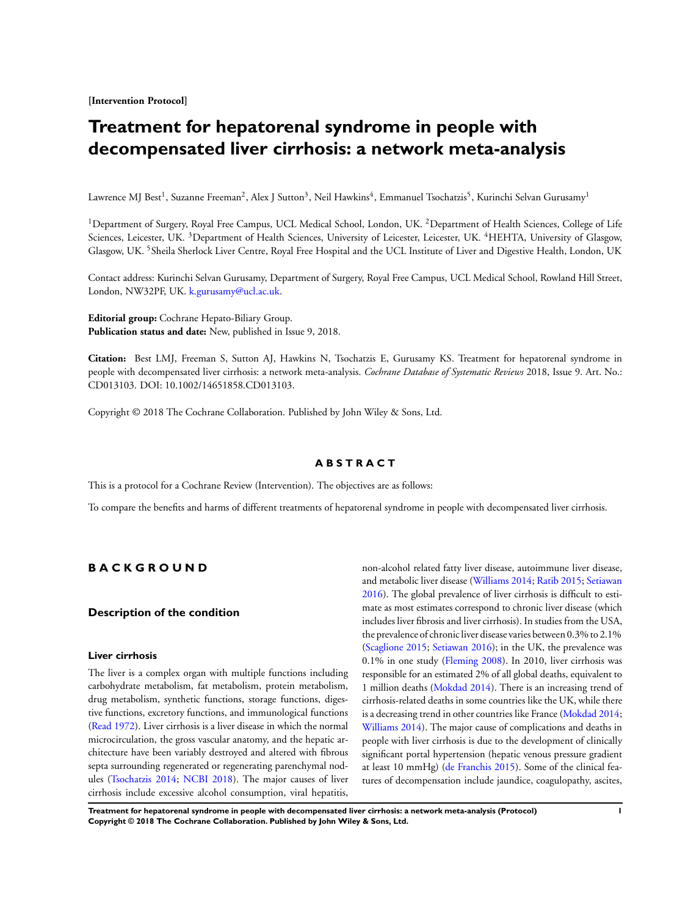**[Intervention Protocol]**

# Treatment for hepatorenal syndrome in people with decompensated liver cirrhosis: a network meta-analysis

Lawrence MJ Best[1], Suzanne Freeman[2], Alex J Sutton[3], Neil Hawkins[4], Emmanuel Tsochatzis[5], Kurinchi Selvan Gurusamy[1]

[1]Department of Surgery, Royal Free Campus, UCL Medical School, London, UK. [2]Department of Health Sciences, College of Life Sciences, Leicester, UK. [3]Department of Health Sciences, University of Leicester, Leicester, UK. [4]HEHTA, University of Glasgow, Glasgow, UK. [5]Sheila Sherlock Liver Centre, Royal Free Hospital and the UCL Institute of Liver and Digestive Health, London, UK

Contact address: Kurinchi Selvan Gurusamy, Department of Surgery, Royal Free Campus, UCL Medical School, Rowland Hill Street, London, NW32PF, UK. k.gurusamy@ucl.ac.uk.

**Editorial group:** Cochrane Hepato-Biliary Group.
**Publication status and date:** New, published in Issue 9, 2018.

**Citation:** Best LMJ, Freeman S, Sutton AJ, Hawkins N, Tsochatzis E, Gurusamy KS. Treatment for hepatorenal syndrome in people with decompensated liver cirrhosis: a network meta-analysis. *Cochrane Database of Systematic Reviews* 2018, Issue 9. Art. No.: CD013103. DOI: 10.1002/14651858.CD013103.

Copyright © 2018 The Cochrane Collaboration. Published by John Wiley & Sons, Ltd.

## ABSTRACT

This is a protocol for a Cochrane Review (Intervention). The objectives are as follows:

To compare the benefits and harms of different treatments of hepatorenal syndrome in people with decompensated liver cirrhosis.

## BACKGROUND

### Description of the condition

#### Liver cirrhosis

The liver is a complex organ with multiple functions including carbohydrate metabolism, fat metabolism, protein metabolism, drug metabolism, synthetic functions, storage functions, digestive functions, excretory functions, and immunological functions (Read 1972). Liver cirrhosis is a liver disease in which the normal microcirculation, the gross vascular anatomy, and the hepatic architecture have been variably destroyed and altered with fibrous septa surrounding regenerated or regenerating parenchymal nodules (Tsochatzis 2014; NCBI 2018). The major causes of liver cirrhosis include excessive alcohol consumption, viral hepatitis, non-alcohol related fatty liver disease, autoimmune liver disease, and metabolic liver disease (Williams 2014; Ratib 2015; Setiawan 2016). The global prevalence of liver cirrhosis is difficult to estimate as most estimates correspond to chronic liver disease (which includes liver fibrosis and liver cirrhosis). In studies from the USA, the prevalence of chronic liver disease varies between 0.3% to 2.1% (Scaglione 2015; Setiawan 2016); in the UK, the prevalence was 0.1% in one study (Fleming 2008). In 2010, liver cirrhosis was responsible for an estimated 2% of all global deaths, equivalent to 1 million deaths (Mokdad 2014). There is an increasing trend of cirrhosis-related deaths in some countries like the UK, while there is a decreasing trend in other countries like France (Mokdad 2014; Williams 2014). The major cause of complications and deaths in people with liver cirrhosis is due to the development of clinically significant portal hypertension (hepatic venous pressure gradient at least 10 mmHg) (de Franchis 2015). Some of the clinical features of decompensation include jaundice, coagulopathy, ascites,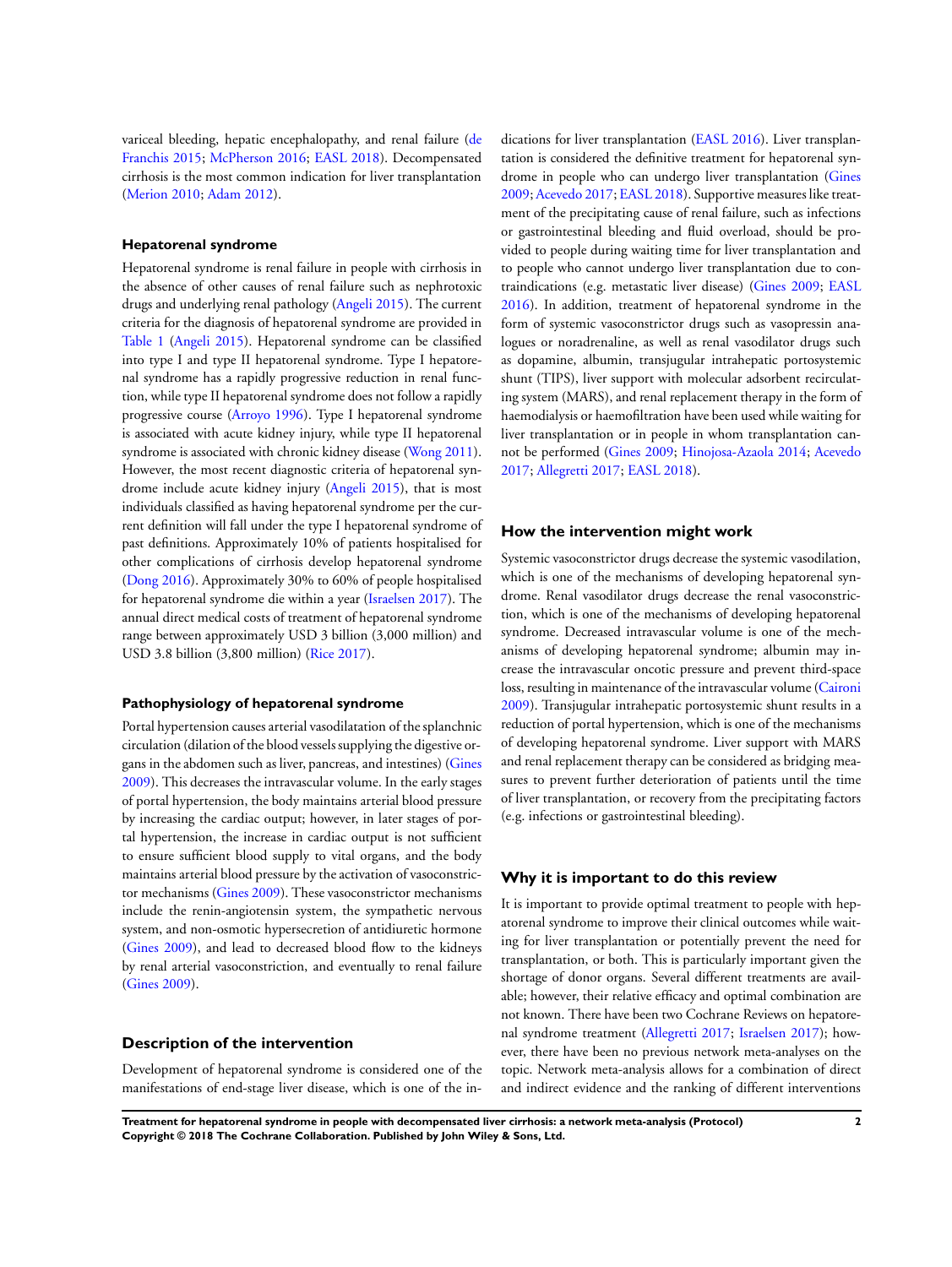variceal bleeding, hepatic encephalopathy, and renal failure (de Franchis 2015; McPherson 2016; EASL 2018). Decompensated cirrhosis is the most common indication for liver transplantation (Merion 2010; Adam 2012).

### Hepatorenal syndrome

Hepatorenal syndrome is renal failure in people with cirrhosis in the absence of other causes of renal failure such as nephrotoxic drugs and underlying renal pathology (Angeli 2015). The current criteria for the diagnosis of hepatorenal syndrome are provided in Table 1 (Angeli 2015). Hepatorenal syndrome can be classified into type I and type II hepatorenal syndrome. Type I hepatorenal syndrome has a rapidly progressive reduction in renal function, while type II hepatorenal syndrome does not follow a rapidly progressive course (Arroyo 1996). Type I hepatorenal syndrome is associated with acute kidney injury, while type II hepatorenal syndrome is associated with chronic kidney disease (Wong 2011). However, the most recent diagnostic criteria of hepatorenal syndrome include acute kidney injury (Angeli 2015), that is most individuals classified as having hepatorenal syndrome per the current definition will fall under the type I hepatorenal syndrome of past definitions. Approximately 10% of patients hospitalised for other complications of cirrhosis develop hepatorenal syndrome (Dong 2016). Approximately 30% to 60% of people hospitalised for hepatorenal syndrome die within a year (Israelsen 2017). The annual direct medical costs of treatment of hepatorenal syndrome range between approximately USD 3 billion (3,000 million) and USD 3.8 billion (3,800 million) (Rice 2017).

### Pathophysiology of hepatorenal syndrome

Portal hypertension causes arterial vasodilatation of the splanchnic circulation (dilation of the blood vessels supplying the digestive organs in the abdomen such as liver, pancreas, and intestines) (Gines 2009). This decreases the intravascular volume. In the early stages of portal hypertension, the body maintains arterial blood pressure by increasing the cardiac output; however, in later stages of portal hypertension, the increase in cardiac output is not sufficient to ensure sufficient blood supply to vital organs, and the body maintains arterial blood pressure by the activation of vasoconstrictor mechanisms (Gines 2009). These vasoconstrictor mechanisms include the renin-angiotensin system, the sympathetic nervous system, and non-osmotic hypersecretion of antidiuretic hormone (Gines 2009), and lead to decreased blood flow to the kidneys by renal arterial vasoconstriction, and eventually to renal failure (Gines 2009).

## Description of the intervention

Development of hepatorenal syndrome is considered one of the manifestations of end-stage liver disease, which is one of the indications for liver transplantation (EASL 2016). Liver transplantation is considered the definitive treatment for hepatorenal syndrome in people who can undergo liver transplantation (Gines 2009; Acevedo 2017; EASL 2018). Supportive measures like treatment of the precipitating cause of renal failure, such as infections or gastrointestinal bleeding and fluid overload, should be provided to people during waiting time for liver transplantation and to people who cannot undergo liver transplantation due to contraindications (e.g. metastatic liver disease) (Gines 2009; EASL 2016). In addition, treatment of hepatorenal syndrome in the form of systemic vasoconstrictor drugs such as vasopressin analogues or noradrenaline, as well as renal vasodilator drugs such as dopamine, albumin, transjugular intrahepatic portosystemic shunt (TIPS), liver support with molecular adsorbent recirculating system (MARS), and renal replacement therapy in the form of haemodialysis or haemofiltration have been used while waiting for liver transplantation or in people in whom transplantation cannot be performed (Gines 2009; Hinojosa-Azaola 2014; Acevedo 2017; Allegretti 2017; EASL 2018).

## How the intervention might work

Systemic vasoconstrictor drugs decrease the systemic vasodilation, which is one of the mechanisms of developing hepatorenal syndrome. Renal vasodilator drugs decrease the renal vasoconstriction, which is one of the mechanisms of developing hepatorenal syndrome. Decreased intravascular volume is one of the mechanisms of developing hepatorenal syndrome; albumin may increase the intravascular oncotic pressure and prevent third-space loss, resulting in maintenance of the intravascular volume (Caironi 2009). Transjugular intrahepatic portosystemic shunt results in a reduction of portal hypertension, which is one of the mechanisms of developing hepatorenal syndrome. Liver support with MARS and renal replacement therapy can be considered as bridging measures to prevent further deterioration of patients until the time of liver transplantation, or recovery from the precipitating factors (e.g. infections or gastrointestinal bleeding).

## Why it is important to do this review

It is important to provide optimal treatment to people with hepatorenal syndrome to improve their clinical outcomes while waiting for liver transplantation or potentially prevent the need for transplantation, or both. This is particularly important given the shortage of donor organs. Several different treatments are available; however, their relative efficacy and optimal combination are not known. There have been two Cochrane Reviews on hepatorenal syndrome treatment (Allegretti 2017; Israelsen 2017); however, there have been no previous network meta-analyses on the topic. Network meta-analysis allows for a combination of direct and indirect evidence and the ranking of different interventions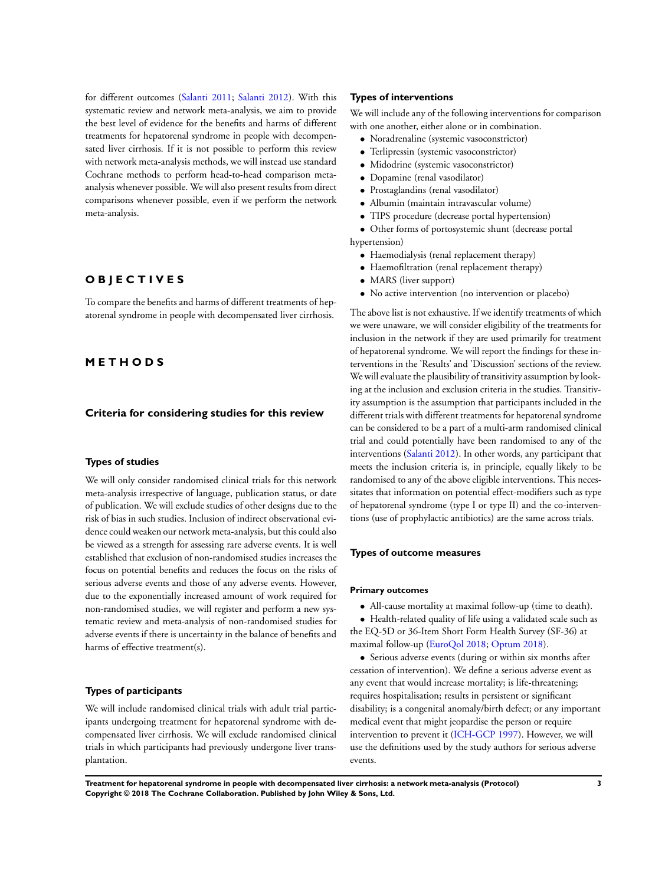for different outcomes (Salanti 2011; Salanti 2012). With this systematic review and network meta-analysis, we aim to provide the best level of evidence for the benefits and harms of different treatments for hepatorenal syndrome in people with decompensated liver cirrhosis. If it is not possible to perform this review with network meta-analysis methods, we will instead use standard Cochrane methods to perform head-to-head comparison meta-analysis whenever possible. We will also present results from direct comparisons whenever possible, even if we perform the network meta-analysis.

# OBJECTIVES

To compare the benefits and harms of different treatments of hepatorenal syndrome in people with decompensated liver cirrhosis.

# METHODS

## Criteria for considering studies for this review

### Types of studies

We will only consider randomised clinical trials for this network meta-analysis irrespective of language, publication status, or date of publication. We will exclude studies of other designs due to the risk of bias in such studies. Inclusion of indirect observational evidence could weaken our network meta-analysis, but this could also be viewed as a strength for assessing rare adverse events. It is well established that exclusion of non-randomised studies increases the focus on potential benefits and reduces the focus on the risks of serious adverse events and those of any adverse events. However, due to the exponentially increased amount of work required for non-randomised studies, we will register and perform a new systematic review and meta-analysis of non-randomised studies for adverse events if there is uncertainty in the balance of benefits and harms of effective treatment(s).

### Types of participants

We will include randomised clinical trials with adult trial participants undergoing treatment for hepatorenal syndrome with decompensated liver cirrhosis. We will exclude randomised clinical trials in which participants had previously undergone liver transplantation.

### Types of interventions

We will include any of the following interventions for comparison with one another, either alone or in combination.

- Noradrenaline (systemic vasoconstrictor)
- Terlipressin (systemic vasoconstrictor)
- Midodrine (systemic vasoconstrictor)
- Dopamine (renal vasodilator)
- Prostaglandins (renal vasodilator)
- Albumin (maintain intravascular volume)
- TIPS procedure (decrease portal hypertension)
- Other forms of portosystemic shunt (decrease portal hypertension)
- Haemodialysis (renal replacement therapy)
- Haemofiltration (renal replacement therapy)
- MARS (liver support)
- No active intervention (no intervention or placebo)

The above list is not exhaustive. If we identify treatments of which we were unaware, we will consider eligibility of the treatments for inclusion in the network if they are used primarily for treatment of hepatorenal syndrome. We will report the findings for these interventions in the 'Results' and 'Discussion' sections of the review. We will evaluate the plausibility of transitivity assumption by looking at the inclusion and exclusion criteria in the studies. Transitivity assumption is the assumption that participants included in the different trials with different treatments for hepatorenal syndrome can be considered to be a part of a multi-arm randomised clinical trial and could potentially have been randomised to any of the interventions (Salanti 2012). In other words, any participant that meets the inclusion criteria is, in principle, equally likely to be randomised to any of the above eligible interventions. This necessitates that information on potential effect-modifiers such as type of hepatorenal syndrome (type I or type II) and the co-interventions (use of prophylactic antibiotics) are the same across trials.

### Types of outcome measures

#### Primary outcomes

- All-cause mortality at maximal follow-up (time to death).
- Health-related quality of life using a validated scale such as the EQ-5D or 36-Item Short Form Health Survey (SF-36) at maximal follow-up (EuroQol 2018; Optum 2018).
- Serious adverse events (during or within six months after cessation of intervention). We define a serious adverse event as any event that would increase mortality; is life-threatening; requires hospitalisation; results in persistent or significant disability; is a congenital anomaly/birth defect; or any important medical event that might jeopardise the person or require intervention to prevent it (ICH-GCP 1997). However, we will use the definitions used by the study authors for serious adverse events.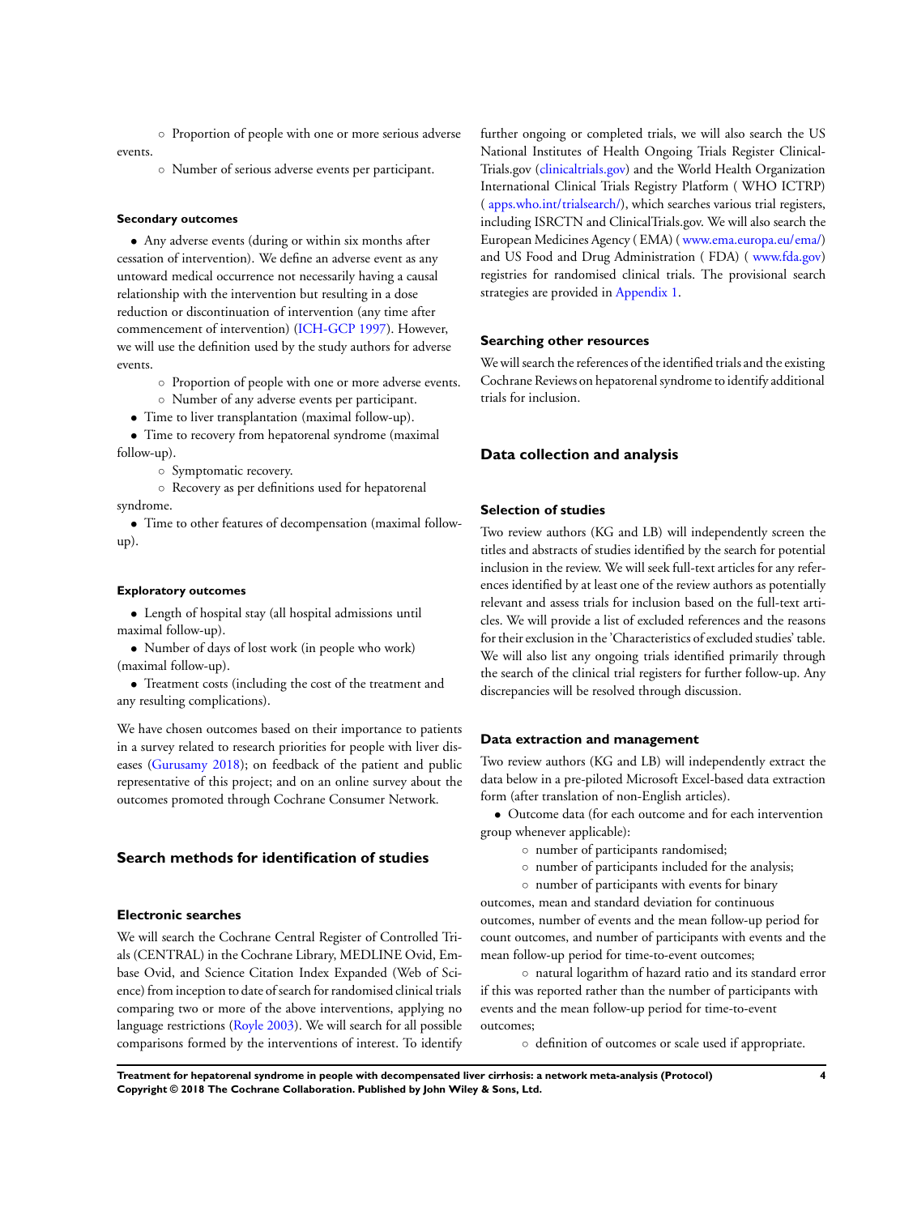- Proportion of people with one or more serious adverse events.
- Number of serious adverse events per participant.

### Secondary outcomes

- Any adverse events (during or within six months after cessation of intervention). We define an adverse event as any untoward medical occurrence not necessarily having a causal relationship with the intervention but resulting in a dose reduction or discontinuation of intervention (any time after commencement of intervention) (ICH-GCP 1997). However, we will use the definition used by the study authors for adverse events.
  - Proportion of people with one or more adverse events.
  - Number of any adverse events per participant.
- Time to liver transplantation (maximal follow-up).
- Time to recovery from hepatorenal syndrome (maximal follow-up).
  - Symptomatic recovery.
  - Recovery as per definitions used for hepatorenal syndrome.
- Time to other features of decompensation (maximal follow-up).

### Exploratory outcomes

- Length of hospital stay (all hospital admissions until maximal follow-up).
- Number of days of lost work (in people who work) (maximal follow-up).
- Treatment costs (including the cost of the treatment and any resulting complications).

We have chosen outcomes based on their importance to patients in a survey related to research priorities for people with liver diseases (Gurusamy 2018); on feedback of the patient and public representative of this project; and on an online survey about the outcomes promoted through Cochrane Consumer Network.

## Search methods for identification of studies

### Electronic searches

We will search the Cochrane Central Register of Controlled Trials (CENTRAL) in the Cochrane Library, MEDLINE Ovid, Embase Ovid, and Science Citation Index Expanded (Web of Science) from inception to date of search for randomised clinical trials comparing two or more of the above interventions, applying no language restrictions (Royle 2003). We will search for all possible comparisons formed by the interventions of interest. To identify further ongoing or completed trials, we will also search the US National Institutes of Health Ongoing Trials Register ClinicalTrials.gov (clinicaltrials.gov) and the World Health Organization International Clinical Trials Registry Platform ( WHO ICTRP) ( apps.who.int/trialsearch/), which searches various trial registers, including ISRCTN and ClinicalTrials.gov. We will also search the European Medicines Agency ( EMA) ( www.ema.europa.eu/ema/) and US Food and Drug Administration ( FDA) ( www.fda.gov) registries for randomised clinical trials. The provisional search strategies are provided in Appendix 1.

### Searching other resources

We will search the references of the identified trials and the existing Cochrane Reviews on hepatorenal syndrome to identify additional trials for inclusion.

## Data collection and analysis

### Selection of studies

Two review authors (KG and LB) will independently screen the titles and abstracts of studies identified by the search for potential inclusion in the review. We will seek full-text articles for any references identified by at least one of the review authors as potentially relevant and assess trials for inclusion based on the full-text articles. We will provide a list of excluded references and the reasons for their exclusion in the 'Characteristics of excluded studies' table. We will also list any ongoing trials identified primarily through the search of the clinical trial registers for further follow-up. Any discrepancies will be resolved through discussion.

### Data extraction and management

Two review authors (KG and LB) will independently extract the data below in a pre-piloted Microsoft Excel-based data extraction form (after translation of non-English articles).

- Outcome data (for each outcome and for each intervention group whenever applicable):
  - number of participants randomised;
  - number of participants included for the analysis;
  - number of participants with events for binary outcomes, mean and standard deviation for continuous outcomes, number of events and the mean follow-up period for count outcomes, and number of participants with events and the mean follow-up period for time-to-event outcomes;
  - natural logarithm of hazard ratio and its standard error if this was reported rather than the number of participants with events and the mean follow-up period for time-to-event outcomes;
  - definition of outcomes or scale used if appropriate.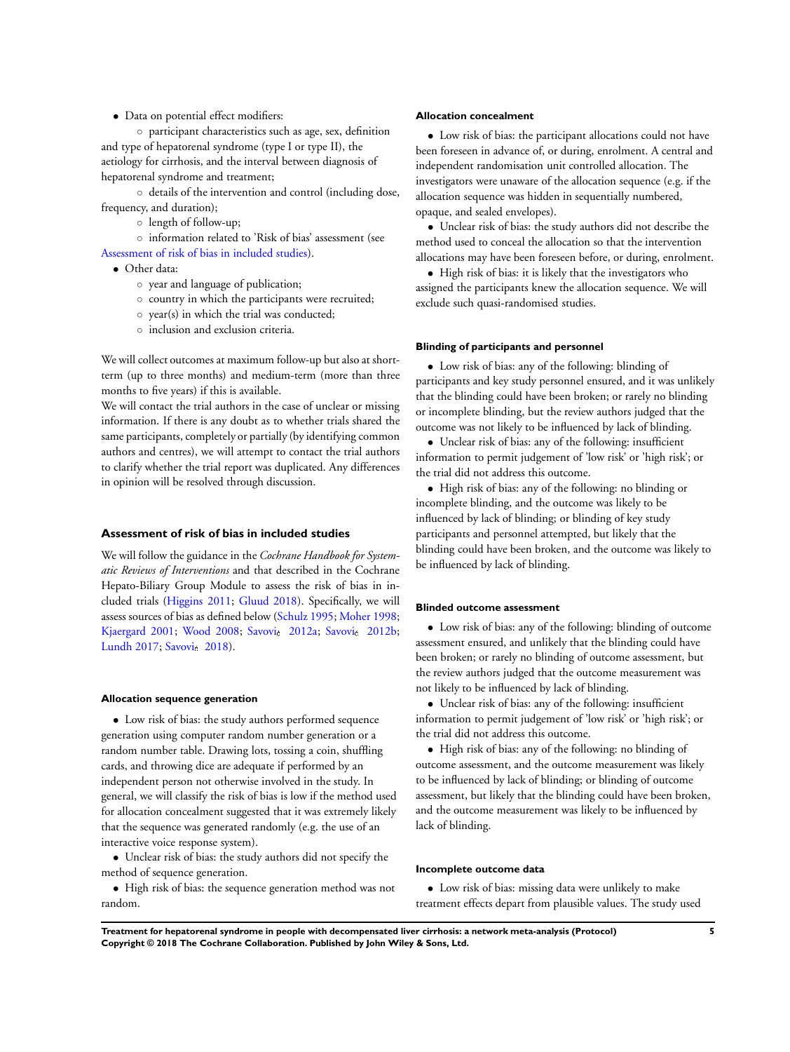- Data on potential effect modifiers:
    - participant characteristics such as age, sex, definition and type of hepatorenal syndrome (type I or type II), the aetiology for cirrhosis, and the interval between diagnosis of hepatorenal syndrome and treatment;
    - details of the intervention and control (including dose, frequency, and duration);
    - length of follow-up;
    - information related to 'Risk of bias' assessment (see Assessment of risk of bias in included studies).
- Other data:
    - year and language of publication;
    - country in which the participants were recruited;
    - year(s) in which the trial was conducted;
    - inclusion and exclusion criteria.

We will collect outcomes at maximum follow-up but also at short-term (up to three months) and medium-term (more than three months to five years) if this is available.

We will contact the trial authors in the case of unclear or missing information. If there is any doubt as to whether trials shared the same participants, completely or partially (by identifying common authors and centres), we will attempt to contact the trial authors to clarify whether the trial report was duplicated. Any differences in opinion will be resolved through discussion.

## Assessment of risk of bias in included studies

We will follow the guidance in the *Cochrane Handbook for Systematic Reviews of Interventions* and that described in the Cochrane Hepato-Biliary Group Module to assess the risk of bias in included trials (Higgins 2011; Gluud 2018). Specifically, we will assess sources of bias as defined below (Schulz 1995; Moher 1998; Kjaergard 2001; Wood 2008; Savović 2012a; Savović 2012b; Lundh 2017; Savović 2018).

#### Allocation sequence generation

- Low risk of bias: the study authors performed sequence generation using computer random number generation or a random number table. Drawing lots, tossing a coin, shuffling cards, and throwing dice are adequate if performed by an independent person not otherwise involved in the study. In general, we will classify the risk of bias is low if the method used for allocation concealment suggested that it was extremely likely that the sequence was generated randomly (e.g. the use of an interactive voice response system).
- Unclear risk of bias: the study authors did not specify the method of sequence generation.
- High risk of bias: the sequence generation method was not random.

#### Allocation concealment

- Low risk of bias: the participant allocations could not have been foreseen in advance of, or during, enrolment. A central and independent randomisation unit controlled allocation. The investigators were unaware of the allocation sequence (e.g. if the allocation sequence was hidden in sequentially numbered, opaque, and sealed envelopes).
- Unclear risk of bias: the study authors did not describe the method used to conceal the allocation so that the intervention allocations may have been foreseen before, or during, enrolment.
- High risk of bias: it is likely that the investigators who assigned the participants knew the allocation sequence. We will exclude such quasi-randomised studies.

#### Blinding of participants and personnel

- Low risk of bias: any of the following: blinding of participants and key study personnel ensured, and it was unlikely that the blinding could have been broken; or rarely no blinding or incomplete blinding, but the review authors judged that the outcome was not likely to be influenced by lack of blinding.
- Unclear risk of bias: any of the following: insufficient information to permit judgement of 'low risk' or 'high risk'; or the trial did not address this outcome.
- High risk of bias: any of the following: no blinding or incomplete blinding, and the outcome was likely to be influenced by lack of blinding; or blinding of key study participants and personnel attempted, but likely that the blinding could have been broken, and the outcome was likely to be influenced by lack of blinding.

#### Blinded outcome assessment

- Low risk of bias: any of the following: blinding of outcome assessment ensured, and unlikely that the blinding could have been broken; or rarely no blinding of outcome assessment, but the review authors judged that the outcome measurement was not likely to be influenced by lack of blinding.
- Unclear risk of bias: any of the following: insufficient information to permit judgement of 'low risk' or 'high risk'; or the trial did not address this outcome.
- High risk of bias: any of the following: no blinding of outcome assessment, and the outcome measurement was likely to be influenced by lack of blinding; or blinding of outcome assessment, but likely that the blinding could have been broken, and the outcome measurement was likely to be influenced by lack of blinding.

#### Incomplete outcome data

- Low risk of bias: missing data were unlikely to make treatment effects depart from plausible values. The study used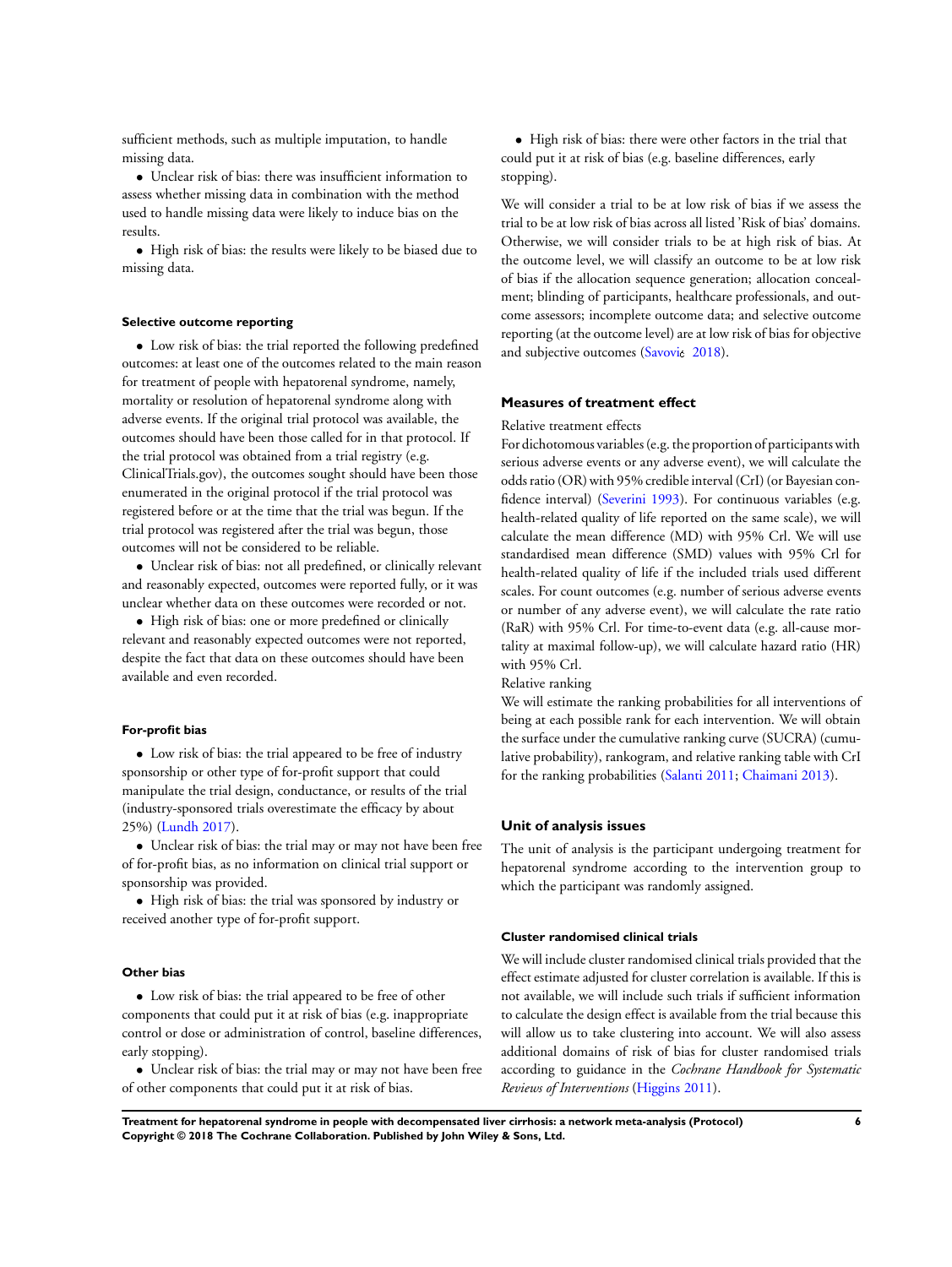sufficient methods, such as multiple imputation, to handle missing data.

- Unclear risk of bias: there was insufficient information to assess whether missing data in combination with the method used to handle missing data were likely to induce bias on the results.
- High risk of bias: the results were likely to be biased due to missing data.

#### Selective outcome reporting

- Low risk of bias: the trial reported the following predefined outcomes: at least one of the outcomes related to the main reason for treatment of people with hepatorenal syndrome, namely, mortality or resolution of hepatorenal syndrome along with adverse events. If the original trial protocol was available, the outcomes should have been those called for in that protocol. If the trial protocol was obtained from a trial registry (e.g. ClinicalTrials.gov), the outcomes sought should have been those enumerated in the original protocol if the trial protocol was registered before or at the time that the trial was begun. If the trial protocol was registered after the trial was begun, those outcomes will not be considered to be reliable.
- Unclear risk of bias: not all predefined, or clinically relevant and reasonably expected, outcomes were reported fully, or it was unclear whether data on these outcomes were recorded or not.
- High risk of bias: one or more predefined or clinically relevant and reasonably expected outcomes were not reported, despite the fact that data on these outcomes should have been available and even recorded.

#### For-profit bias

- Low risk of bias: the trial appeared to be free of industry sponsorship or other type of for-profit support that could manipulate the trial design, conductance, or results of the trial (industry-sponsored trials overestimate the efficacy by about 25%) (Lundh 2017).
- Unclear risk of bias: the trial may or may not have been free of for-profit bias, as no information on clinical trial support or sponsorship was provided.
- High risk of bias: the trial was sponsored by industry or received another type of for-profit support.

#### Other bias

- Low risk of bias: the trial appeared to be free of other components that could put it at risk of bias (e.g. inappropriate control or dose or administration of control, baseline differences, early stopping).
- Unclear risk of bias: the trial may or may not have been free of other components that could put it at risk of bias.
- High risk of bias: there were other factors in the trial that could put it at risk of bias (e.g. baseline differences, early stopping).

We will consider a trial to be at low risk of bias if we assess the trial to be at low risk of bias across all listed 'Risk of bias' domains. Otherwise, we will consider trials to be at high risk of bias. At the outcome level, we will classify an outcome to be at low risk of bias if the allocation sequence generation; allocation concealment; blinding of participants, healthcare professionals, and outcome assessors; incomplete outcome data; and selective outcome reporting (at the outcome level) are at low risk of bias for objective and subjective outcomes (Savović 2018).

### Measures of treatment effect

Relative treatment effects

For dichotomous variables (e.g. the proportion of participants with serious adverse events or any adverse event), we will calculate the odds ratio (OR) with 95% credible interval (CrI) (or Bayesian confidence interval) (Severini 1993). For continuous variables (e.g. health-related quality of life reported on the same scale), we will calculate the mean difference (MD) with 95% CrI. We will use standardised mean difference (SMD) values with 95% CrI for health-related quality of life if the included trials used different scales. For count outcomes (e.g. number of serious adverse events or number of any adverse event), we will calculate the rate ratio (RaR) with 95% CrI. For time-to-event data (e.g. all-cause mortality at maximal follow-up), we will calculate hazard ratio (HR) with 95% CrI.

Relative ranking

We will estimate the ranking probabilities for all interventions of being at each possible rank for each intervention. We will obtain the surface under the cumulative ranking curve (SUCRA) (cumulative probability), rankogram, and relative ranking table with CrI for the ranking probabilities (Salanti 2011; Chaimani 2013).

### Unit of analysis issues

The unit of analysis is the participant undergoing treatment for hepatorenal syndrome according to the intervention group to which the participant was randomly assigned.

#### Cluster randomised clinical trials

We will include cluster randomised clinical trials provided that the effect estimate adjusted for cluster correlation is available. If this is not available, we will include such trials if sufficient information to calculate the design effect is available from the trial because this will allow us to take clustering into account. We will also assess additional domains of risk of bias for cluster randomised trials according to guidance in the *Cochrane Handbook for Systematic Reviews of Interventions* (Higgins 2011).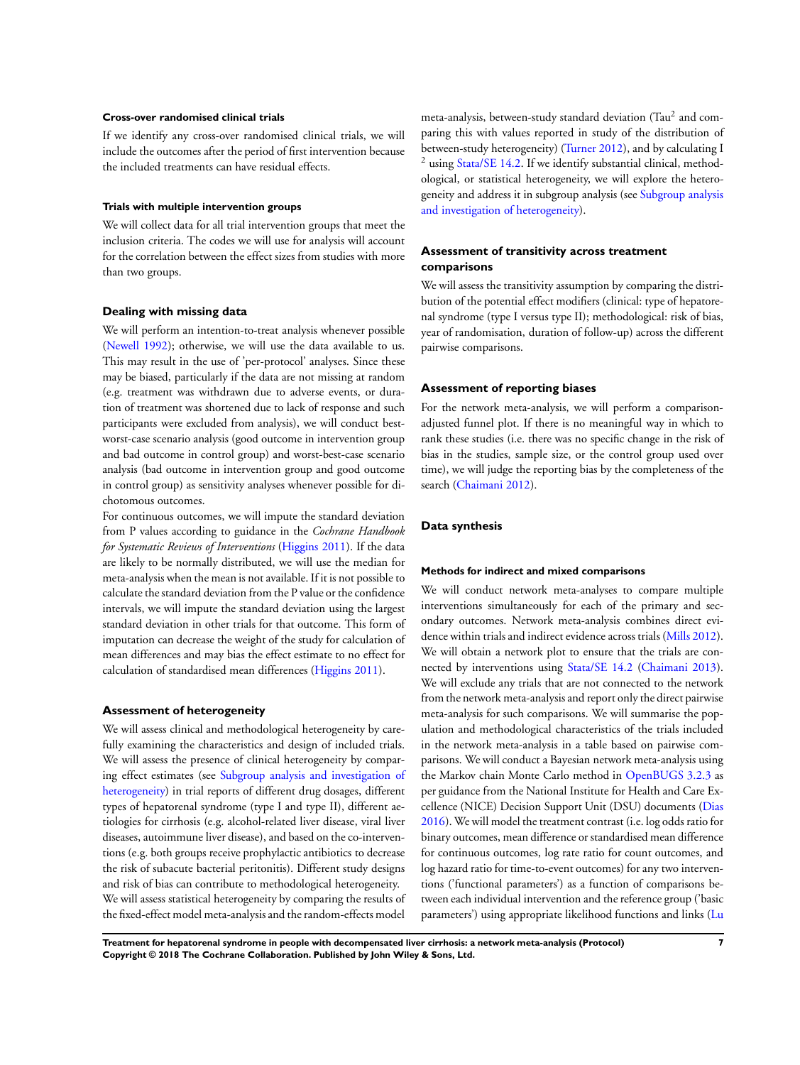#### Cross-over randomised clinical trials

If we identify any cross-over randomised clinical trials, we will include the outcomes after the period of first intervention because the included treatments can have residual effects.

#### Trials with multiple intervention groups

We will collect data for all trial intervention groups that meet the inclusion criteria. The codes we will use for analysis will account for the correlation between the effect sizes from studies with more than two groups.

### Dealing with missing data

We will perform an intention-to-treat analysis whenever possible (Newell 1992); otherwise, we will use the data available to us. This may result in the use of 'per-protocol' analyses. Since these may be biased, particularly if the data are not missing at random (e.g. treatment was withdrawn due to adverse events, or duration of treatment was shortened due to lack of response and such participants were excluded from analysis), we will conduct best-worst-case scenario analysis (good outcome in intervention group and bad outcome in control group) and worst-best-case scenario analysis (bad outcome in intervention group and good outcome in control group) as sensitivity analyses whenever possible for dichotomous outcomes.

For continuous outcomes, we will impute the standard deviation from P values according to guidance in the *Cochrane Handbook for Systematic Reviews of Interventions* (Higgins 2011). If the data are likely to be normally distributed, we will use the median for meta-analysis when the mean is not available. If it is not possible to calculate the standard deviation from the P value or the confidence intervals, we will impute the standard deviation using the largest standard deviation in other trials for that outcome. This form of imputation can decrease the weight of the study for calculation of mean differences and may bias the effect estimate to no effect for calculation of standardised mean differences (Higgins 2011).

### Assessment of heterogeneity

We will assess clinical and methodological heterogeneity by carefully examining the characteristics and design of included trials. We will assess the presence of clinical heterogeneity by comparing effect estimates (see Subgroup analysis and investigation of heterogeneity) in trial reports of different drug dosages, different types of hepatorenal syndrome (type I and type II), different aetiologies for cirrhosis (e.g. alcohol-related liver disease, viral liver diseases, autoimmune liver disease), and based on the co-interventions (e.g. both groups receive prophylactic antibiotics to decrease the risk of subacute bacterial peritonitis). Different study designs and risk of bias can contribute to methodological heterogeneity.

We will assess statistical heterogeneity by comparing the results of the fixed-effect model meta-analysis and the random-effects model meta-analysis, between-study standard deviation (Tau$^2$ and comparing this with values reported in study of the distribution of between-study heterogeneity) (Turner 2012), and by calculating I$^2$ using Stata/SE 14.2. If we identify substantial clinical, methodological, or statistical heterogeneity, we will explore the heterogeneity and address it in subgroup analysis (see Subgroup analysis and investigation of heterogeneity).

### Assessment of transitivity across treatment comparisons

We will assess the transitivity assumption by comparing the distribution of the potential effect modifiers (clinical: type of hepatorenal syndrome (type I versus type II); methodological: risk of bias, year of randomisation, duration of follow-up) across the different pairwise comparisons.

### Assessment of reporting biases

For the network meta-analysis, we will perform a comparison-adjusted funnel plot. If there is no meaningful way in which to rank these studies (i.e. there was no specific change in the risk of bias in the studies, sample size, or the control group used over time), we will judge the reporting bias by the completeness of the search (Chaimani 2012).

### Data synthesis

#### Methods for indirect and mixed comparisons

We will conduct network meta-analyses to compare multiple interventions simultaneously for each of the primary and secondary outcomes. Network meta-analysis combines direct evidence within trials and indirect evidence across trials (Mills 2012). We will obtain a network plot to ensure that the trials are connected by interventions using Stata/SE 14.2 (Chaimani 2013). We will exclude any trials that are not connected to the network from the network meta-analysis and report only the direct pairwise meta-analysis for such comparisons. We will summarise the population and methodological characteristics of the trials included in the network meta-analysis in a table based on pairwise comparisons. We will conduct a Bayesian network meta-analysis using the Markov chain Monte Carlo method in OpenBUGS 3.2.3 as per guidance from the National Institute for Health and Care Excellence (NICE) Decision Support Unit (DSU) documents (Dias 2016). We will model the treatment contrast (i.e. log odds ratio for binary outcomes, mean difference or standardised mean difference for continuous outcomes, log rate ratio for count outcomes, and log hazard ratio for time-to-event outcomes) for any two interventions ('functional parameters') as a function of comparisons between each individual intervention and the reference group ('basic parameters') using appropriate likelihood functions and links (Lu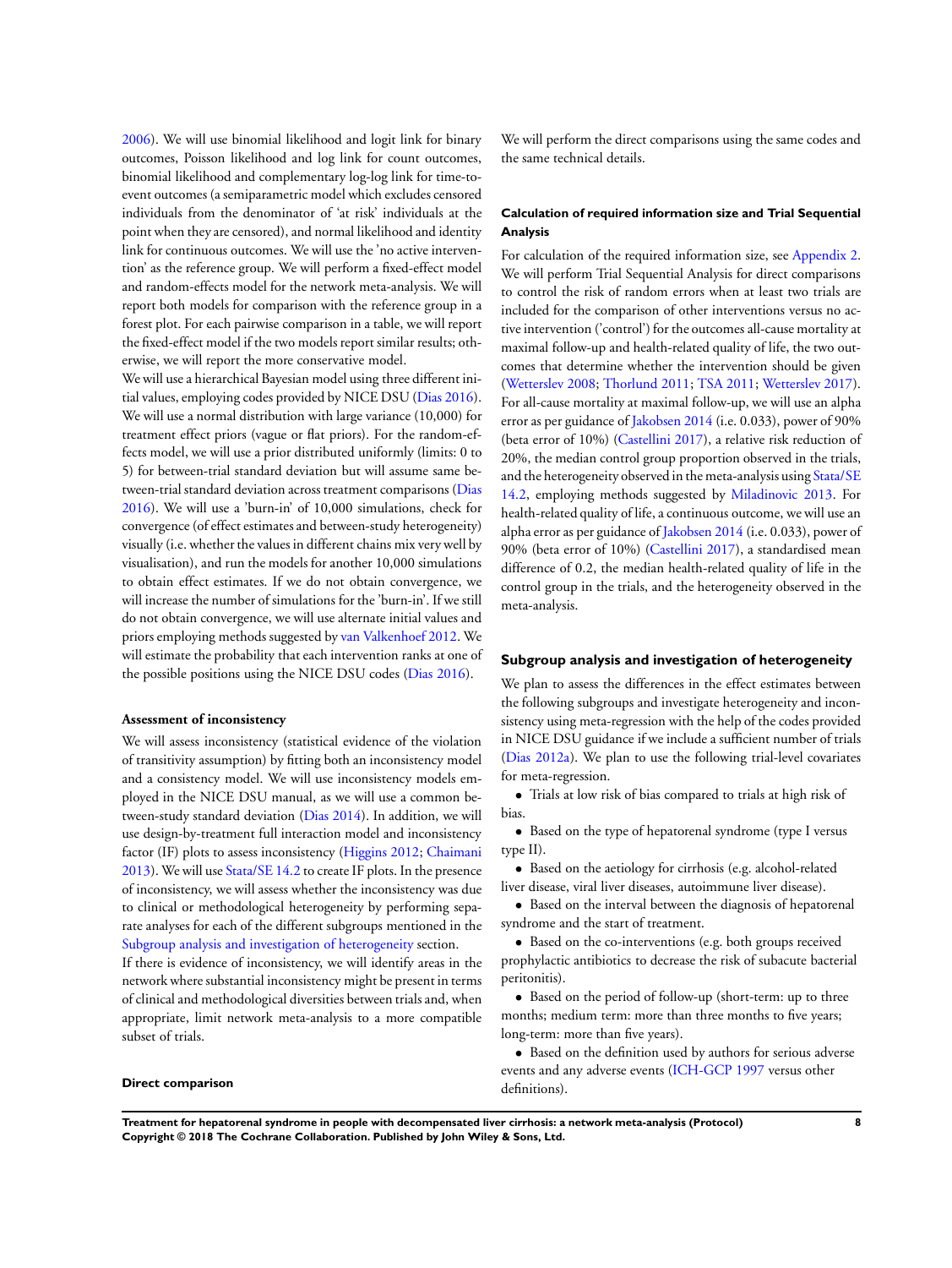2006). We will use binomial likelihood and logit link for binary outcomes, Poisson likelihood and log link for count outcomes, binomial likelihood and complementary log-log link for time-to-event outcomes (a semiparametric model which excludes censored individuals from the denominator of 'at risk' individuals at the point when they are censored), and normal likelihood and identity link for continuous outcomes. We will use the 'no active intervention' as the reference group. We will perform a fixed-effect model and random-effects model for the network meta-analysis. We will report both models for comparison with the reference group in a forest plot. For each pairwise comparison in a table, we will report the fixed-effect model if the two models report similar results; otherwise, we will report the more conservative model.

We will use a hierarchical Bayesian model using three different initial values, employing codes provided by NICE DSU (Dias 2016). We will use a normal distribution with large variance (10,000) for treatment effect priors (vague or flat priors). For the random-effects model, we will use a prior distributed uniformly (limits: 0 to 5) for between-trial standard deviation but will assume same between-trial standard deviation across treatment comparisons (Dias 2016). We will use a 'burn-in' of 10,000 simulations, check for convergence (of effect estimates and between-study heterogeneity) visually (i.e. whether the values in different chains mix very well by visualisation), and run the models for another 10,000 simulations to obtain effect estimates. If we do not obtain convergence, we will increase the number of simulations for the 'burn-in'. If we still do not obtain convergence, we will use alternate initial values and priors employing methods suggested by van Valkenhoef 2012. We will estimate the probability that each intervention ranks at one of the possible positions using the NICE DSU codes (Dias 2016).

#### Assessment of inconsistency

We will assess inconsistency (statistical evidence of the violation of transitivity assumption) by fitting both an inconsistency model and a consistency model. We will use inconsistency models employed in the NICE DSU manual, as we will use a common between-study standard deviation (Dias 2014). In addition, we will use design-by-treatment full interaction model and inconsistency factor (IF) plots to assess inconsistency (Higgins 2012; Chaimani 2013). We will use Stata/SE 14.2 to create IF plots. In the presence of inconsistency, we will assess whether the inconsistency was due to clinical or methodological heterogeneity by performing separate analyses for each of the different subgroups mentioned in the Subgroup analysis and investigation of heterogeneity section.

If there is evidence of inconsistency, we will identify areas in the network where substantial inconsistency might be present in terms of clinical and methodological diversities between trials and, when appropriate, limit network meta-analysis to a more compatible subset of trials.

#### Direct comparison

We will perform the direct comparisons using the same codes and the same technical details.

### Calculation of required information size and Trial Sequential Analysis

For calculation of the required information size, see Appendix 2. We will perform Trial Sequential Analysis for direct comparisons to control the risk of random errors when at least two trials are included for the comparison of other interventions versus no active intervention ('control') for the outcomes all-cause mortality at maximal follow-up and health-related quality of life, the two outcomes that determine whether the intervention should be given (Wetterslev 2008; Thorlund 2011; TSA 2011; Wetterslev 2017). For all-cause mortality at maximal follow-up, we will use an alpha error as per guidance of Jakobsen 2014 (i.e. 0.033), power of 90% (beta error of 10%) (Castellini 2017), a relative risk reduction of 20%, the median control group proportion observed in the trials, and the heterogeneity observed in the meta-analysis using Stata/SE 14.2, employing methods suggested by Miladinovic 2013. For health-related quality of life, a continuous outcome, we will use an alpha error as per guidance of Jakobsen 2014 (i.e. 0.033), power of 90% (beta error of 10%) (Castellini 2017), a standardised mean difference of 0.2, the median health-related quality of life in the control group in the trials, and the heterogeneity observed in the meta-analysis.

### Subgroup analysis and investigation of heterogeneity

We plan to assess the differences in the effect estimates between the following subgroups and investigate heterogeneity and inconsistency using meta-regression with the help of the codes provided in NICE DSU guidance if we include a sufficient number of trials (Dias 2012a). We plan to use the following trial-level covariates for meta-regression.

- Trials at low risk of bias compared to trials at high risk of bias.
- Based on the type of hepatorenal syndrome (type I versus type II).
- Based on the aetiology for cirrhosis (e.g. alcohol-related liver disease, viral liver diseases, autoimmune liver disease).
- Based on the interval between the diagnosis of hepatorenal syndrome and the start of treatment.
- Based on the co-interventions (e.g. both groups received prophylactic antibiotics to decrease the risk of subacute bacterial peritonitis).
- Based on the period of follow-up (short-term: up to three months; medium term: more than three months to five years; long-term: more than five years).
- Based on the definition used by authors for serious adverse events and any adverse events (ICH-GCP 1997 versus other definitions).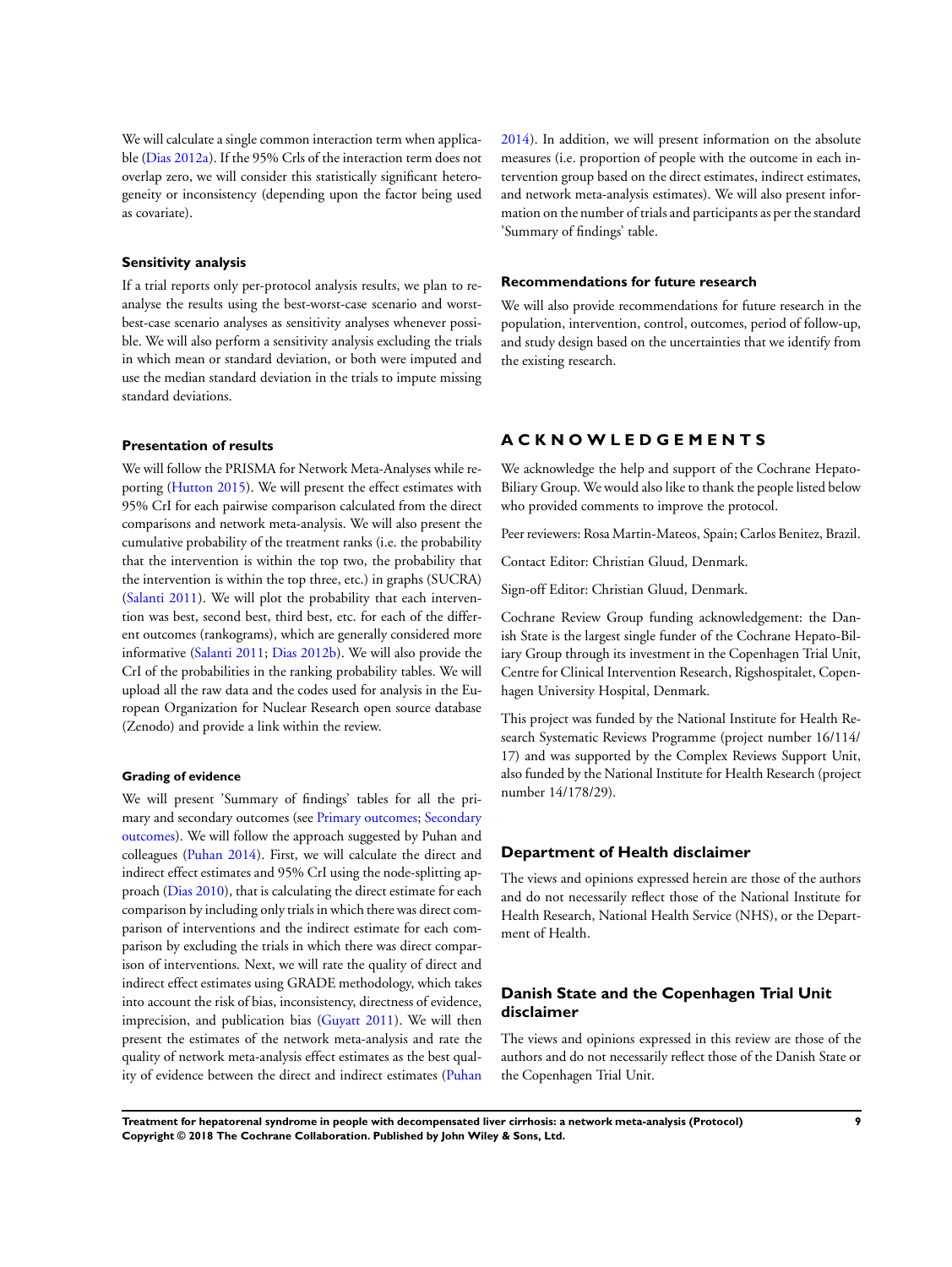We will calculate a single common interaction term when applicable (Dias 2012a). If the 95% CrIs of the interaction term does not overlap zero, we will consider this statistically significant heterogeneity or inconsistency (depending upon the factor being used as covariate).

#### Sensitivity analysis

If a trial reports only per-protocol analysis results, we plan to re-analyse the results using the best-worst-case scenario and worst-best-case scenario analyses as sensitivity analyses whenever possible. We will also perform a sensitivity analysis excluding the trials in which mean or standard deviation, or both were imputed and use the median standard deviation in the trials to impute missing standard deviations.

#### Presentation of results

We will follow the PRISMA for Network Meta-Analyses while reporting (Hutton 2015). We will present the effect estimates with 95% CrI for each pairwise comparison calculated from the direct comparisons and network meta-analysis. We will also present the cumulative probability of the treatment ranks (i.e. the probability that the intervention is within the top two, the probability that the intervention is within the top three, etc.) in graphs (SUCRA) (Salanti 2011). We will plot the probability that each intervention was best, second best, third best, etc. for each of the different outcomes (rankograms), which are generally considered more informative (Salanti 2011; Dias 2012b). We will also provide the CrI of the probabilities in the ranking probability tables. We will upload all the raw data and the codes used for analysis in the European Organization for Nuclear Research open source database (Zenodo) and provide a link within the review.

#### Grading of evidence

We will present 'Summary of findings' tables for all the primary and secondary outcomes (see Primary outcomes; Secondary outcomes). We will follow the approach suggested by Puhan and colleagues (Puhan 2014). First, we will calculate the direct and indirect effect estimates and 95% CrI using the node-splitting approach (Dias 2010), that is calculating the direct estimate for each comparison by including only trials in which there was direct comparison of interventions and the indirect estimate for each comparison by excluding the trials in which there was direct comparison of interventions. Next, we will rate the quality of direct and indirect effect estimates using GRADE methodology, which takes into account the risk of bias, inconsistency, directness of evidence, imprecision, and publication bias (Guyatt 2011). We will then present the estimates of the network meta-analysis and rate the quality of network meta-analysis effect estimates as the best quality of evidence between the direct and indirect estimates (Puhan 2014). In addition, we will present information on the absolute measures (i.e. proportion of people with the outcome in each intervention group based on the direct estimates, indirect estimates, and network meta-analysis estimates). We will also present information on the number of trials and participants as per the standard 'Summary of findings' table.

#### Recommendations for future research

We will also provide recommendations for future research in the population, intervention, control, outcomes, period of follow-up, and study design based on the uncertainties that we identify from the existing research.

## ACKNOWLEDGEMENTS

We acknowledge the help and support of the Cochrane Hepato-Biliary Group. We would also like to thank the people listed below who provided comments to improve the protocol.

Peer reviewers: Rosa Martin-Mateos, Spain; Carlos Benitez, Brazil.

Contact Editor: Christian Gluud, Denmark.

Sign-off Editor: Christian Gluud, Denmark.

Cochrane Review Group funding acknowledgement: the Danish State is the largest single funder of the Cochrane Hepato-Biliary Group through its investment in the Copenhagen Trial Unit, Centre for Clinical Intervention Research, Rigshospitalet, Copenhagen University Hospital, Denmark.

This project was funded by the National Institute for Health Research Systematic Reviews Programme (project number 16/114/17) and was supported by the Complex Reviews Support Unit, also funded by the National Institute for Health Research (project number 14/178/29).

### Department of Health disclaimer

The views and opinions expressed herein are those of the authors and do not necessarily reflect those of the National Institute for Health Research, National Health Service (NHS), or the Department of Health.

### Danish State and the Copenhagen Trial Unit disclaimer

The views and opinions expressed in this review are those of the authors and do not necessarily reflect those of the Danish State or the Copenhagen Trial Unit.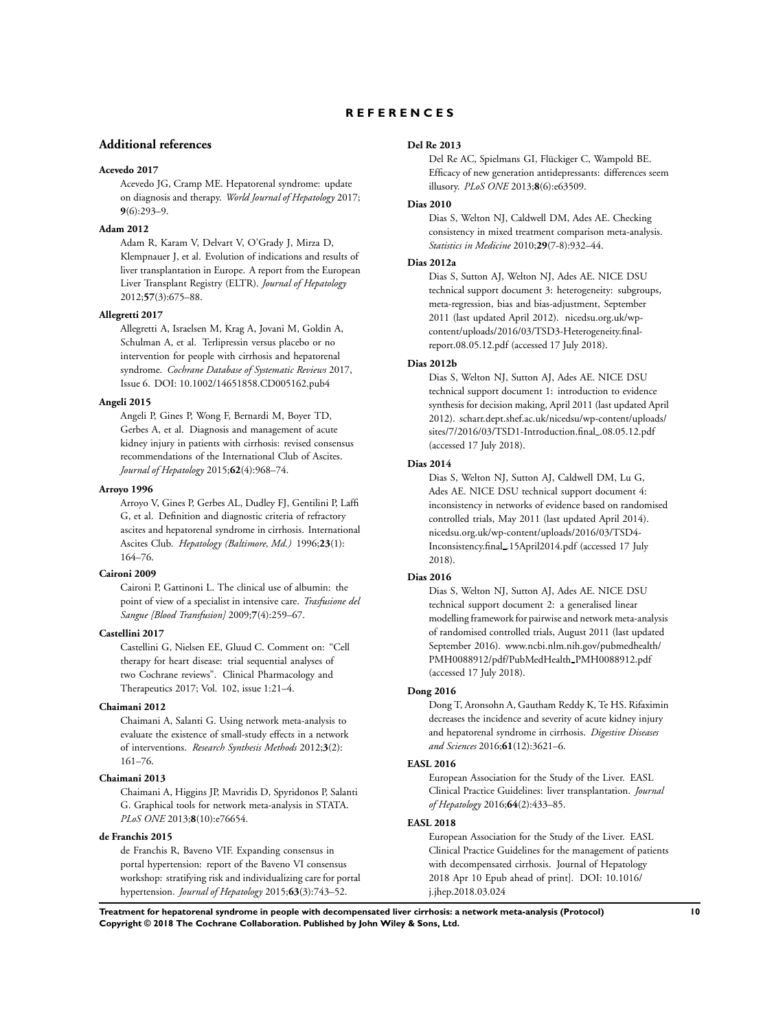# REFERENCES

## Additional references

**Acevedo 2017**

Acevedo JG, Cramp ME. Hepatorenal syndrome: update on diagnosis and therapy. *World Journal of Hepatology* 2017; **9**(6):293–9.

**Adam 2012**

Adam R, Karam V, Delvart V, O'Grady J, Mirza D, Klempnauer J, et al. Evolution of indications and results of liver transplantation in Europe. A report from the European Liver Transplant Registry (ELTR). *Journal of Hepatology* 2012;**57**(3):675–88.

**Allegretti 2017**

Allegretti A, Israelsen M, Krag A, Jovani M, Goldin A, Schulman A, et al. Terlipressin versus placebo or no intervention for people with cirrhosis and hepatorenal syndrome. *Cochrane Database of Systematic Reviews* 2017, Issue 6. DOI: 10.1002/14651858.CD005162.pub4

**Angeli 2015**

Angeli P, Gines P, Wong F, Bernardi M, Boyer TD, Gerbes A, et al. Diagnosis and management of acute kidney injury in patients with cirrhosis: revised consensus recommendations of the International Club of Ascites. *Journal of Hepatology* 2015;**62**(4):968–74.

**Arroyo 1996**

Arroyo V, Gines P, Gerbes AL, Dudley FJ, Gentilini P, Laffi G, et al. Definition and diagnostic criteria of refractory ascites and hepatorenal syndrome in cirrhosis. International Ascites Club. *Hepatology (Baltimore, Md.)* 1996;**23**(1): 164–76.

**Caironi 2009**

Caironi P, Gattinoni L. The clinical use of albumin: the point of view of a specialist in intensive care. *Trasfusione del Sangue [Blood Transfusion]* 2009;**7**(4):259–67.

**Castellini 2017**

Castellini G, Nielsen EE, Gluud C. Comment on: "Cell therapy for heart disease: trial sequential analyses of two Cochrane reviews". Clinical Pharmacology and Therapeutics 2017; Vol. 102, issue 1:21–4.

**Chaimani 2012**

Chaimani A, Salanti G. Using network meta-analysis to evaluate the existence of small-study effects in a network of interventions. *Research Synthesis Methods* 2012;**3**(2): 161–76.

**Chaimani 2013**

Chaimani A, Higgins JP, Mavridis D, Spyridonos P, Salanti G. Graphical tools for network meta-analysis in STATA. *PLoS ONE* 2013;**8**(10):e76654.

**de Franchis 2015**

de Franchis R, Baveno VIF. Expanding consensus in portal hypertension: report of the Baveno VI consensus workshop: stratifying risk and individualizing care for portal hypertension. *Journal of Hepatology* 2015;**63**(3):743–52.

**Del Re 2013**

Del Re AC, Spielmans GI, Flückiger C, Wampold BE. Efficacy of new generation antidepressants: differences seem illusory. *PLoS ONE* 2013;**8**(6):e63509.

**Dias 2010**

Dias S, Welton NJ, Caldwell DM, Ades AE. Checking consistency in mixed treatment comparison meta-analysis. *Statistics in Medicine* 2010;**29**(7-8):932–44.

**Dias 2012a**

Dias S, Sutton AJ, Welton NJ, Ades AE. NICE DSU technical support document 3: heterogeneity: subgroups, meta-regression, bias and bias-adjustment, September 2011 (last updated April 2012). nicedsu.org.uk/wp-content/uploads/2016/03/TSD3-Heterogeneity.final-report.08.05.12.pdf (accessed 17 July 2018).

**Dias 2012b**

Dias S, Welton NJ, Sutton AJ, Ades AE. NICE DSU technical support document 1: introduction to evidence synthesis for decision making, April 2011 (last updated April 2012). scharr.dept.shef.ac.uk/nicedsu/wp-content/uploads/sites/7/2016/03/TSD1-Introduction.final_.08.05.12.pdf (accessed 17 July 2018).

**Dias 2014**

Dias S, Welton NJ, Sutton AJ, Caldwell DM, Lu G, Ades AE. NICE DSU technical support document 4: inconsistency in networks of evidence based on randomised controlled trials, May 2011 (last updated April 2014). nicedsu.org.uk/wp-content/uploads/2016/03/TSD4-Inconsistency.final_.15April2014.pdf (accessed 17 July 2018).

**Dias 2016**

Dias S, Welton NJ, Sutton AJ, Ades AE. NICE DSU technical support document 2: a generalised linear modelling framework for pairwise and network meta-analysis of randomised controlled trials, August 2011 (last updated September 2016). www.ncbi.nlm.nih.gov/pubmedhealth/PMH0088912/pdf/PubMedHealth_PMH0088912.pdf (accessed 17 July 2018).

**Dong 2016**

Dong T, Aronsohn A, Gautham Reddy K, Te HS. Rifaximin decreases the incidence and severity of acute kidney injury and hepatorenal syndrome in cirrhosis. *Digestive Diseases and Sciences* 2016;**61**(12):3621–6.

**EASL 2016**

European Association for the Study of the Liver. EASL Clinical Practice Guidelines: liver transplantation. *Journal of Hepatology* 2016;**64**(2):433–85.

**EASL 2018**

European Association for the Study of the Liver. EASL Clinical Practice Guidelines for the management of patients with decompensated cirrhosis. Journal of Hepatology 2018 Apr 10 Epub ahead of print]. DOI: 10.1016/j.jhep.2018.03.024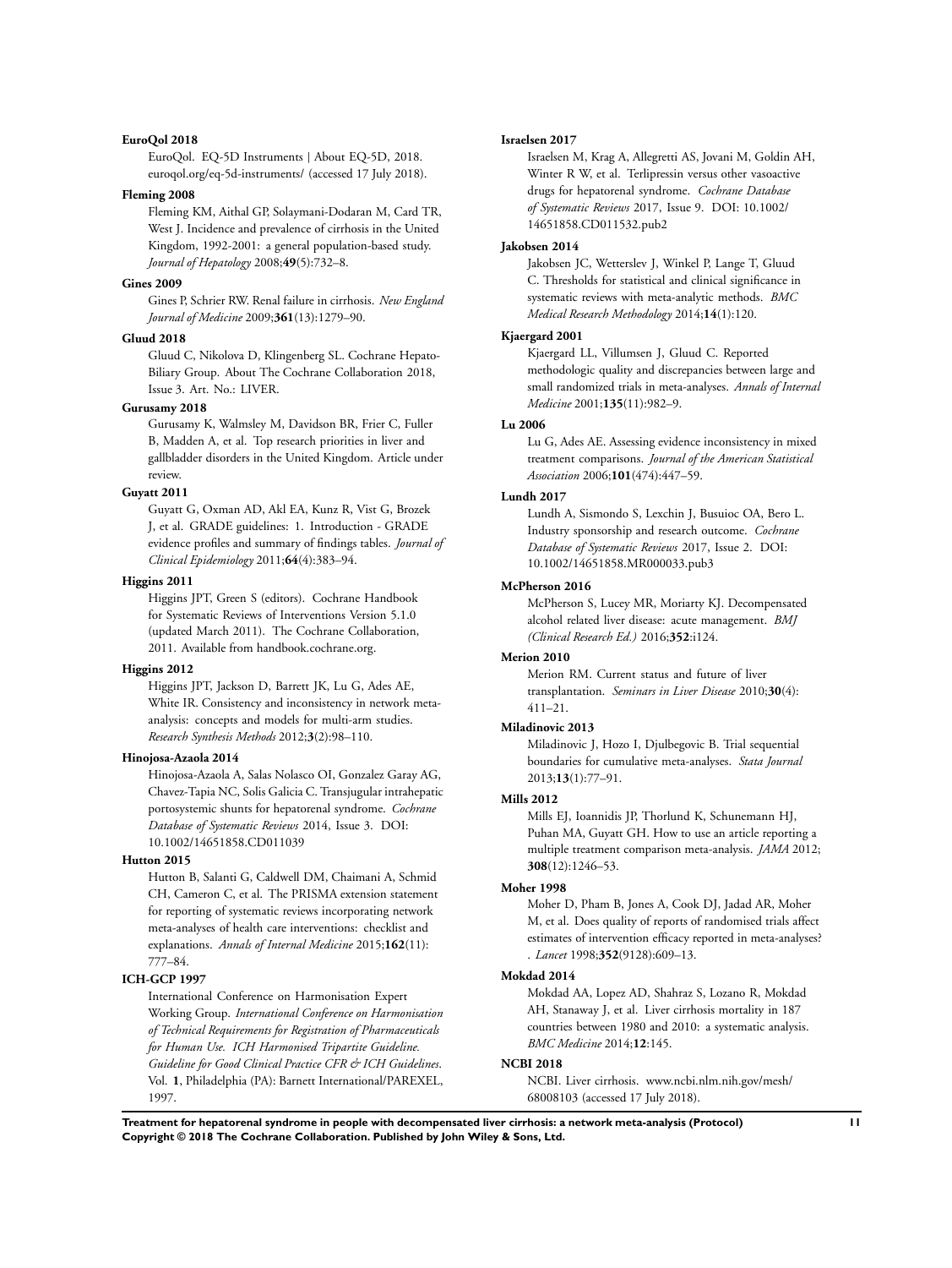**EuroQol 2018**

EuroQol. EQ-5D Instruments | About EQ-5D, 2018. euroqol.org/eq-5d-instruments/ (accessed 17 July 2018).

**Fleming 2008**

Fleming KM, Aithal GP, Solaymani-Dodaran M, Card TR, West J. Incidence and prevalence of cirrhosis in the United Kingdom, 1992-2001: a general population-based study. *Journal of Hepatology* 2008;**49**(5):732–8.

**Gines 2009**

Gines P, Schrier RW. Renal failure in cirrhosis. *New England Journal of Medicine* 2009;**361**(13):1279–90.

**Gluud 2018**

Gluud C, Nikolova D, Klingenberg SL. Cochrane Hepato-Biliary Group. About The Cochrane Collaboration 2018, Issue 3. Art. No.: LIVER.

**Gurusamy 2018**

Gurusamy K, Walmsley M, Davidson BR, Frier C, Fuller B, Madden A, et al. Top research priorities in liver and gallbladder disorders in the United Kingdom. Article under review.

**Guyatt 2011**

Guyatt G, Oxman AD, Akl EA, Kunz R, Vist G, Brozek J, et al. GRADE guidelines: 1. Introduction - GRADE evidence profiles and summary of findings tables. *Journal of Clinical Epidemiology* 2011;**64**(4):383–94.

**Higgins 2011**

Higgins JPT, Green S (editors). Cochrane Handbook for Systematic Reviews of Interventions Version 5.1.0 (updated March 2011). The Cochrane Collaboration, 2011. Available from handbook.cochrane.org.

**Higgins 2012**

Higgins JPT, Jackson D, Barrett JK, Lu G, Ades AE, White IR. Consistency and inconsistency in network meta-analysis: concepts and models for multi-arm studies. *Research Synthesis Methods* 2012;**3**(2):98–110.

**Hinojosa-Azaola 2014**

Hinojosa-Azaola A, Salas Nolasco OI, Gonzalez Garay AG, Chavez-Tapia NC, Solis Galicia C. Transjugular intrahepatic portosystemic shunts for hepatorenal syndrome. *Cochrane Database of Systematic Reviews* 2014, Issue 3. DOI: 10.1002/14651858.CD011039

**Hutton 2015**

Hutton B, Salanti G, Caldwell DM, Chaimani A, Schmid CH, Cameron C, et al. The PRISMA extension statement for reporting of systematic reviews incorporating network meta-analyses of health care interventions: checklist and explanations. *Annals of Internal Medicine* 2015;**162**(11): 777–84.

**ICH-GCP 1997**

International Conference on Harmonisation Expert Working Group. *International Conference on Harmonisation of Technical Requirements for Registration of Pharmaceuticals for Human Use. ICH Harmonised Tripartite Guideline. Guideline for Good Clinical Practice CFR & ICH Guidelines*. Vol. **1**, Philadelphia (PA): Barnett International/PAREXEL, 1997.

**Israelsen 2017**

Israelsen M, Krag A, Allegretti AS, Jovani M, Goldin AH, Winter R W, et al. Terlipressin versus other vasoactive drugs for hepatorenal syndrome. *Cochrane Database of Systematic Reviews* 2017, Issue 9. DOI: 10.1002/14651858.CD011532.pub2

**Jakobsen 2014**

Jakobsen JC, Wetterslev J, Winkel P, Lange T, Gluud C. Thresholds for statistical and clinical significance in systematic reviews with meta-analytic methods. *BMC Medical Research Methodology* 2014;**14**(1):120.

**Kjaergard 2001**

Kjaergard LL, Villumsen J, Gluud C. Reported methodologic quality and discrepancies between large and small randomized trials in meta-analyses. *Annals of Internal Medicine* 2001;**135**(11):982–9.

**Lu 2006**

Lu G, Ades AE. Assessing evidence inconsistency in mixed treatment comparisons. *Journal of the American Statistical Association* 2006;**101**(474):447–59.

**Lundh 2017**

Lundh A, Sismondo S, Lexchin J, Busuioc OA, Bero L. Industry sponsorship and research outcome. *Cochrane Database of Systematic Reviews* 2017, Issue 2. DOI: 10.1002/14651858.MR000033.pub3

**McPherson 2016**

McPherson S, Lucey MR, Moriarty KJ. Decompensated alcohol related liver disease: acute management. *BMJ (Clinical Research Ed.)* 2016;**352**:i124.

**Merion 2010**

Merion RM. Current status and future of liver transplantation. *Seminars in Liver Disease* 2010;**30**(4): 411–21.

**Miladinovic 2013**

Miladinovic J, Hozo I, Djulbegovic B. Trial sequential boundaries for cumulative meta-analyses. *Stata Journal* 2013;**13**(1):77–91.

**Mills 2012**

Mills EJ, Ioannidis JP, Thorlund K, Schunemann HJ, Puhan MA, Guyatt GH. How to use an article reporting a multiple treatment comparison meta-analysis. *JAMA* 2012; **308**(12):1246–53.

**Moher 1998**

Moher D, Pham B, Jones A, Cook DJ, Jadad AR, Moher M, et al. Does quality of reports of randomised trials affect estimates of intervention efficacy reported in meta-analyses? . *Lancet* 1998;**352**(9128):609–13.

**Mokdad 2014**

Mokdad AA, Lopez AD, Shahraz S, Lozano R, Mokdad AH, Stanaway J, et al. Liver cirrhosis mortality in 187 countries between 1980 and 2010: a systematic analysis. *BMC Medicine* 2014;**12**:145.

**NCBI 2018**

NCBI. Liver cirrhosis. www.ncbi.nlm.nih.gov/mesh/68008103 (accessed 17 July 2018).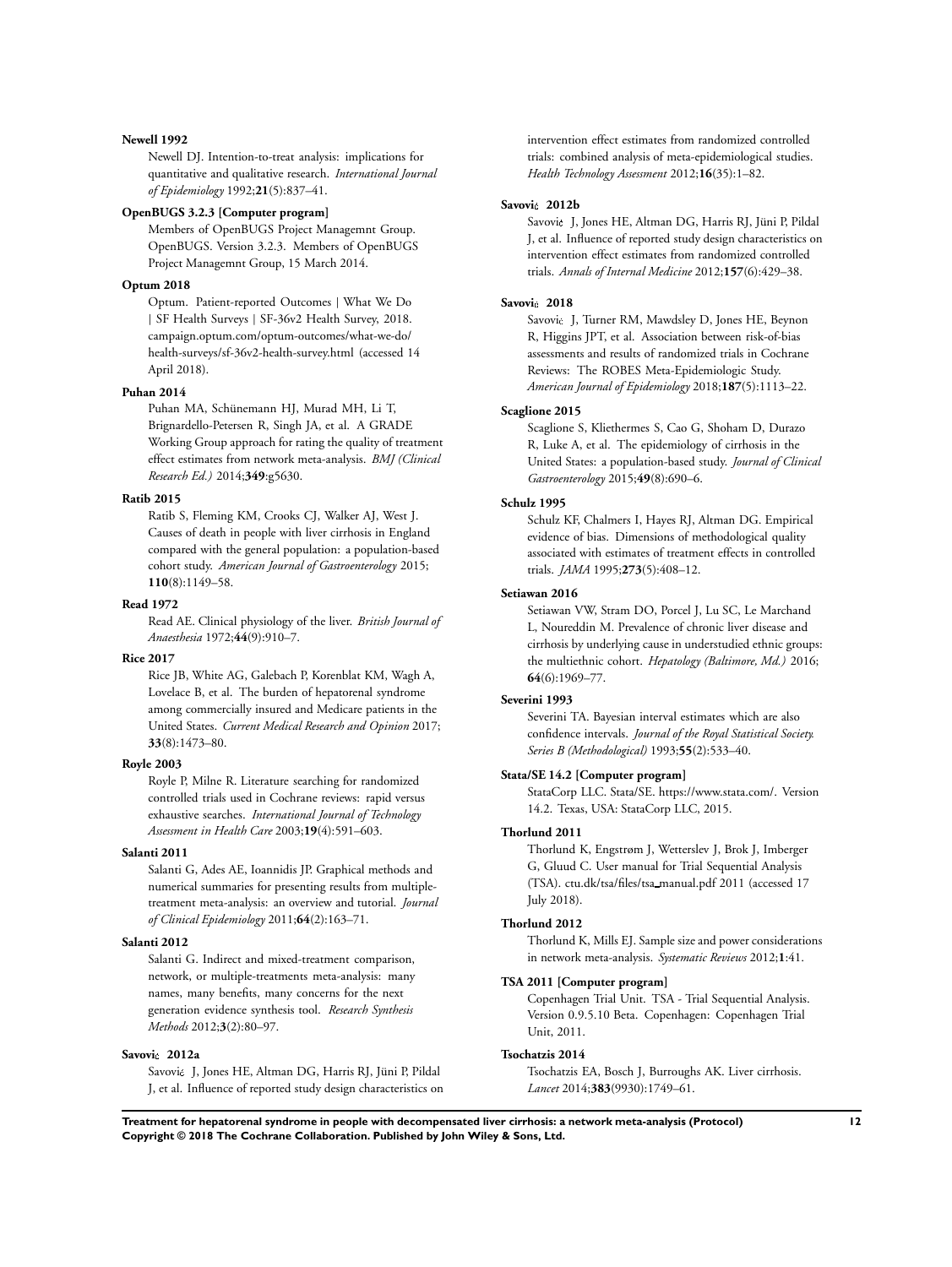**Newell 1992**

Newell DJ. Intention-to-treat analysis: implications for quantitative and qualitative research. *International Journal of Epidemiology* 1992;**21**(5):837–41.

**OpenBUGS 3.2.3 [Computer program]**

Members of OpenBUGS Project Managemnt Group. OpenBUGS. Version 3.2.3. Members of OpenBUGS Project Managemnt Group, 15 March 2014.

**Optum 2018**

Optum. Patient-reported Outcomes | What We Do | SF Health Surveys | SF-36v2 Health Survey, 2018. campaign.optum.com/optum-outcomes/what-we-do/health-surveys/sf-36v2-health-survey.html (accessed 14 April 2018).

**Puhan 2014**

Puhan MA, Schünemann HJ, Murad MH, Li T, Brignardello-Petersen R, Singh JA, et al. A GRADE Working Group approach for rating the quality of treatment effect estimates from network meta-analysis. *BMJ (Clinical Research Ed.)* 2014;**349**:g5630.

**Ratib 2015**

Ratib S, Fleming KM, Crooks CJ, Walker AJ, West J. Causes of death in people with liver cirrhosis in England compared with the general population: a population-based cohort study. *American Journal of Gastroenterology* 2015;**110**(8):1149–58.

**Read 1972**

Read AE. Clinical physiology of the liver. *British Journal of Anaesthesia* 1972;**44**(9):910–7.

**Rice 2017**

Rice JB, White AG, Galebach P, Korenblat KM, Wagh A, Lovelace B, et al. The burden of hepatorenal syndrome among commercially insured and Medicare patients in the United States. *Current Medical Research and Opinion* 2017;**33**(8):1473–80.

**Royle 2003**

Royle P, Milne R. Literature searching for randomized controlled trials used in Cochrane reviews: rapid versus exhaustive searches. *International Journal of Technology Assessment in Health Care* 2003;**19**(4):591–603.

**Salanti 2011**

Salanti G, Ades AE, Ioannidis JP. Graphical methods and numerical summaries for presenting results from multiple-treatment meta-analysis: an overview and tutorial. *Journal of Clinical Epidemiology* 2011;**64**(2):163–71.

**Salanti 2012**

Salanti G. Indirect and mixed-treatment comparison, network, or multiple-treatments meta-analysis: many names, many benefits, many concerns for the next generation evidence synthesis tool. *Research Synthesis Methods* 2012;**3**(2):80–97.

**Savovi¿ 2012a**

Savovi¿ J, Jones HE, Altman DG, Harris RJ, Jüni P, Pildal J, et al. Influence of reported study design characteristics on intervention effect estimates from randomized controlled trials: combined analysis of meta-epidemiological studies. *Health Technology Assessment* 2012;**16**(35):1–82.

**Savovi¿ 2012b**

Savovi¿ J, Jones HE, Altman DG, Harris RJ, Jüni P, Pildal J, et al. Influence of reported study design characteristics on intervention effect estimates from randomized controlled trials. *Annals of Internal Medicine* 2012;**157**(6):429–38.

**Savovi¿ 2018**

Savovi¿ J, Turner RM, Mawdsley D, Jones HE, Beynon R, Higgins JPT, et al. Association between risk-of-bias assessments and results of randomized trials in Cochrane Reviews: The ROBES Meta-Epidemiologic Study. *American Journal of Epidemiology* 2018;**187**(5):1113–22.

**Scaglione 2015**

Scaglione S, Kliethermes S, Cao G, Shoham D, Durazo R, Luke A, et al. The epidemiology of cirrhosis in the United States: a population-based study. *Journal of Clinical Gastroenterology* 2015;**49**(8):690–6.

**Schulz 1995**

Schulz KF, Chalmers I, Hayes RJ, Altman DG. Empirical evidence of bias. Dimensions of methodological quality associated with estimates of treatment effects in controlled trials. *JAMA* 1995;**273**(5):408–12.

**Setiawan 2016**

Setiawan VW, Stram DO, Porcel J, Lu SC, Le Marchand L, Noureddin M. Prevalence of chronic liver disease and cirrhosis by underlying cause in understudied ethnic groups: the multiethnic cohort. *Hepatology (Baltimore, Md.)* 2016;**64**(6):1969–77.

**Severini 1993**

Severini TA. Bayesian interval estimates which are also confidence intervals. *Journal of the Royal Statistical Society. Series B (Methodological)* 1993;**55**(2):533–40.

**Stata/SE 14.2 [Computer program]**

StataCorp LLC. Stata/SE. https://www.stata.com/. Version 14.2. Texas, USA: StataCorp LLC, 2015.

**Thorlund 2011**

Thorlund K, Engstrøm J, Wetterslev J, Brok J, Imberger G, Gluud C. User manual for Trial Sequential Analysis (TSA). ctu.dk/tsa/files/tsa_manual.pdf 2011 (accessed 17 July 2018).

**Thorlund 2012**

Thorlund K, Mills EJ. Sample size and power considerations in network meta-analysis. *Systematic Reviews* 2012;**1**:41.

**TSA 2011 [Computer program]**

Copenhagen Trial Unit. TSA - Trial Sequential Analysis. Version 0.9.5.10 Beta. Copenhagen: Copenhagen Trial Unit, 2011.

**Tsochatzis 2014**

Tsochatzis EA, Bosch J, Burroughs AK. Liver cirrhosis. *Lancet* 2014;**383**(9930):1749–61.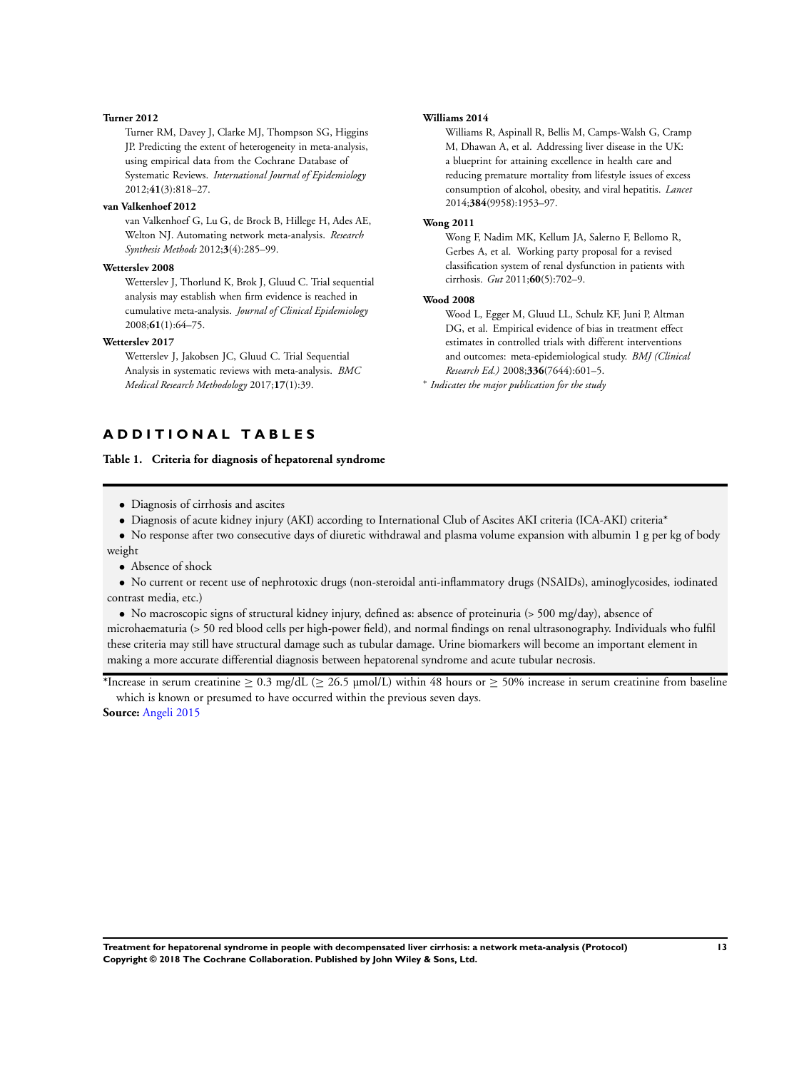**Turner 2012**

Turner RM, Davey J, Clarke MJ, Thompson SG, Higgins JP. Predicting the extent of heterogeneity in meta-analysis, using empirical data from the Cochrane Database of Systematic Reviews. *International Journal of Epidemiology* 2012;**41**(3):818–27.

**van Valkenhoef 2012**

van Valkenhoef G, Lu G, de Brock B, Hillege H, Ades AE, Welton NJ. Automating network meta-analysis. *Research Synthesis Methods* 2012;**3**(4):285–99.

**Wetterslev 2008**

Wetterslev J, Thorlund K, Brok J, Gluud C. Trial sequential analysis may establish when firm evidence is reached in cumulative meta-analysis. *Journal of Clinical Epidemiology* 2008;**61**(1):64–75.

**Wetterslev 2017**

Wetterslev J, Jakobsen JC, Gluud C. Trial Sequential Analysis in systematic reviews with meta-analysis. *BMC Medical Research Methodology* 2017;**17**(1):39.

**Williams 2014**

Williams R, Aspinall R, Bellis M, Camps-Walsh G, Cramp M, Dhawan A, et al. Addressing liver disease in the UK: a blueprint for attaining excellence in health care and reducing premature mortality from lifestyle issues of excess consumption of alcohol, obesity, and viral hepatitis. *Lancet* 2014;**384**(9958):1953–97.

**Wong 2011**

Wong F, Nadim MK, Kellum JA, Salerno F, Bellomo R, Gerbes A, et al. Working party proposal for a revised classification system of renal dysfunction in patients with cirrhosis. *Gut* 2011;**60**(5):702–9.

**Wood 2008**

Wood L, Egger M, Gluud LL, Schulz KF, Juni P, Altman DG, et al. Empirical evidence of bias in treatment effect estimates in controlled trials with different interventions and outcomes: meta-epidemiological study. *BMJ (Clinical Research Ed.)* 2008;**336**(7644):601–5.

* *Indicates the major publication for the study*

# ADDITIONAL TABLES

**Table 1. Criteria for diagnosis of hepatorenal syndrome**

- Diagnosis of cirrhosis and ascites
- Diagnosis of acute kidney injury (AKI) according to International Club of Ascites AKI criteria (ICA-AKI) criteria*
- No response after two consecutive days of diuretic withdrawal and plasma volume expansion with albumin 1 g per kg of body weight
- Absence of shock
- No current or recent use of nephrotoxic drugs (non-steroidal anti-inflammatory drugs (NSAIDs), aminoglycosides, iodinated contrast media, etc.)
- No macroscopic signs of structural kidney injury, defined as: absence of proteinuria (> 500 mg/day), absence of microhaematuria (> 50 red blood cells per high-power field), and normal findings on renal ultrasonography. Individuals who fulfil these criteria may still have structural damage such as tubular damage. Urine biomarkers will become an important element in making a more accurate differential diagnosis between hepatorenal syndrome and acute tubular necrosis.

*Increase in serum creatinine $\geq$ 0.3 mg/dL ($\geq$ 26.5 µmol/L) within 48 hours or $\geq$ 50% increase in serum creatinine from baseline which is known or presumed to have occurred within the previous seven days.

**Source:** Angeli 2015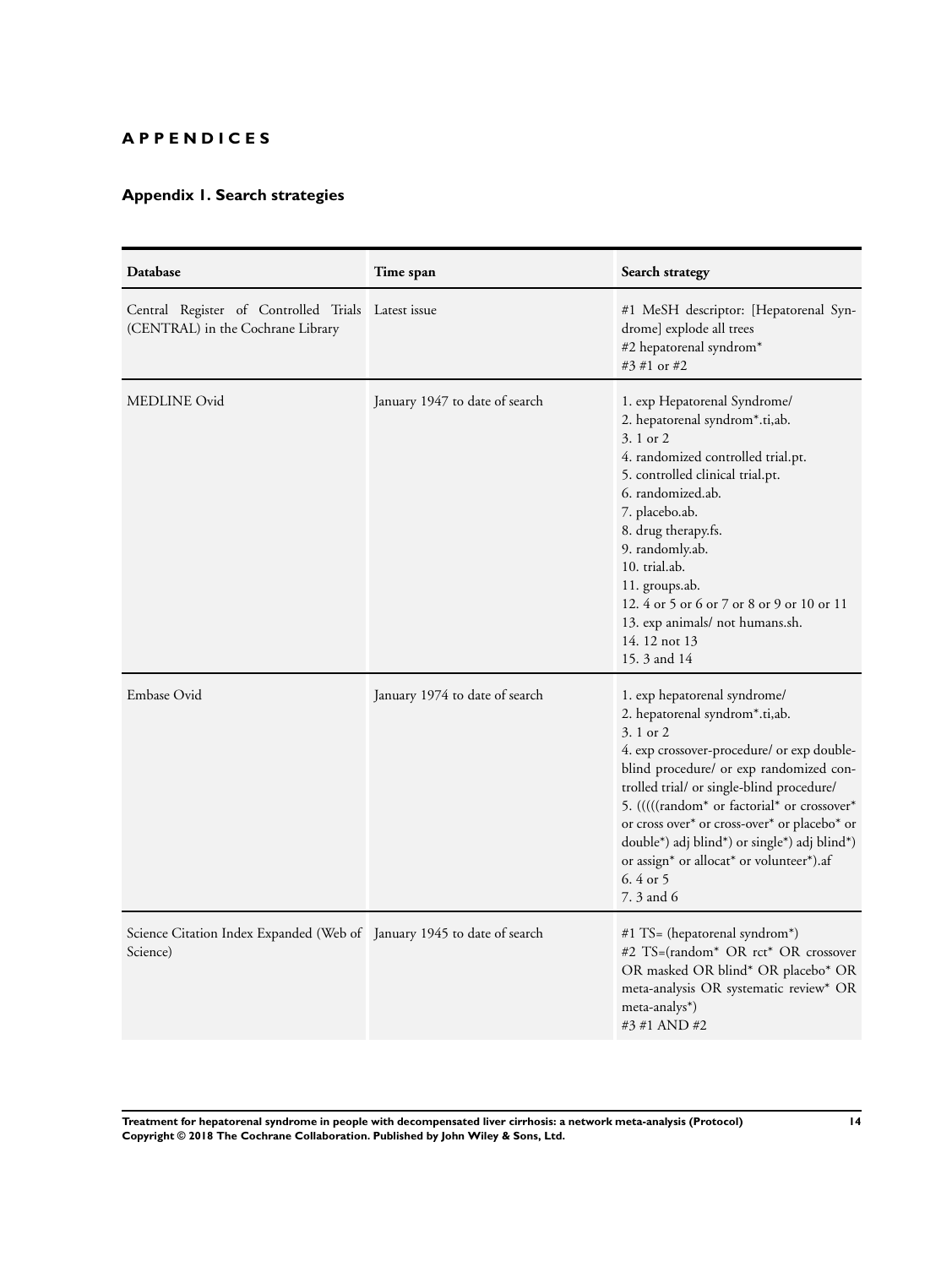# APPENDICES

## Appendix 1. Search strategies

| Database | Time span | Search strategy |
|---|---|---|
| Central Register of Controlled Trials (CENTRAL) in the Cochrane Library | Latest issue | #1 MeSH descriptor: [Hepatorenal Syndrome] explode all trees<br>#2 hepatorenal syndrom*<br>#3 #1 or #2 |
| MEDLINE Ovid | January 1947 to date of search | 1. exp Hepatorenal Syndrome/<br>2. hepatorenal syndrom*.ti,ab.<br>3. 1 or 2<br>4. randomized controlled trial.pt.<br>5. controlled clinical trial.pt.<br>6. randomized.ab.<br>7. placebo.ab.<br>8. drug therapy.fs.<br>9. randomly.ab.<br>10. trial.ab.<br>11. groups.ab.<br>12. 4 or 5 or 6 or 7 or 8 or 9 or 10 or 11<br>13. exp animals/ not humans.sh.<br>14. 12 not 13<br>15. 3 and 14 |
| Embase Ovid | January 1974 to date of search | 1. exp hepatorenal syndrome/<br>2. hepatorenal syndrom*.ti,ab.<br>3. 1 or 2<br>4. exp crossover-procedure/ or exp double-blind procedure/ or exp randomized controlled trial/ or single-blind procedure/<br>5. (((((random* or factorial* or crossover* or cross over* or cross-over* or placebo* or double*) adj blind*) or single*) adj blind*) or assign* or allocat* or volunteer*).af<br>6. 4 or 5<br>7. 3 and 6 |
| Science Citation Index Expanded (Web of Science) | January 1945 to date of search | #1 TS= (hepatorenal syndrom*)<br>#2 TS=(random* OR rct* OR crossover OR masked OR blind* OR placebo* OR meta-analysis OR systematic review* OR meta-analys*)<br>#3 #1 AND #2 |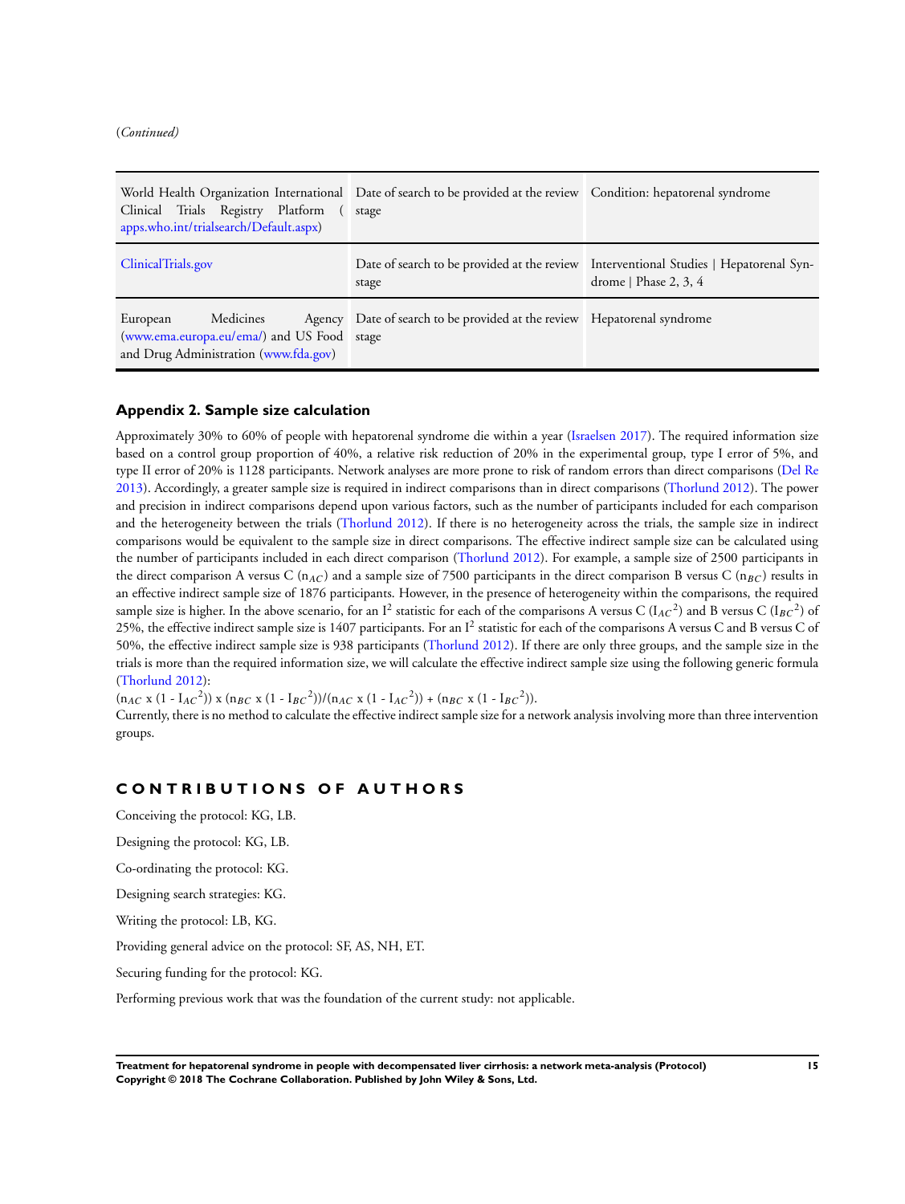(*Continued*)

| | | |
|---|---|---|
| World Health Organization International Clinical Trials Registry Platform ( apps.who.int/trialsearch/Default.aspx) | Date of search to be provided at the review stage | Condition: hepatorenal syndrome |
| ClinicalTrials.gov | Date of search to be provided at the review stage | Interventional Studies \| Hepatorenal Syndrome \| Phase 2, 3, 4 |
| European Medicines Agency (www.ema.europa.eu/ema/) and US Food and Drug Administration (www.fda.gov) | Date of search to be provided at the review stage | Hepatorenal syndrome |

### Appendix 2. Sample size calculation

Approximately 30% to 60% of people with hepatorenal syndrome die within a year (Israelsen 2017). The required information size based on a control group proportion of 40%, a relative risk reduction of 20% in the experimental group, type I error of 5%, and type II error of 20% is 1128 participants. Network analyses are more prone to risk of random errors than direct comparisons (Del Re 2013). Accordingly, a greater sample size is required in indirect comparisons than in direct comparisons (Thorlund 2012). The power and precision in indirect comparisons depend upon various factors, such as the number of participants included for each comparison and the heterogeneity between the trials (Thorlund 2012). If there is no heterogeneity across the trials, the sample size in indirect comparisons would be equivalent to the sample size in direct comparisons. The effective indirect sample size can be calculated using the number of participants included in each direct comparison (Thorlund 2012). For example, a sample size of 2500 participants in the direct comparison A versus C ($n_{AC}$) and a sample size of 7500 participants in the direct comparison B versus C ($n_{BC}$) results in an effective indirect sample size of 1876 participants. However, in the presence of heterogeneity within the comparisons, the required sample size is higher. In the above scenario, for an $I^2$ statistic for each of the comparisons A versus C ($I_{AC}{}^2$) and B versus C ($I_{BC}{}^2$) of 25%, the effective indirect sample size is 1407 participants. For an $I^2$ statistic for each of the comparisons A versus C and B versus C of 50%, the effective indirect sample size is 938 participants (Thorlund 2012). If there are only three groups, and the sample size in the trials is more than the required information size, we will calculate the effective indirect sample size using the following generic formula (Thorlund 2012):

$(n_{AC} \times (1 - I_{AC}{}^2)) \times (n_{BC} \times (1 - I_{BC}{}^2))/(n_{AC} \times (1 - I_{AC}{}^2)) + (n_{BC} \times (1 - I_{BC}{}^2))$.

Currently, there is no method to calculate the effective indirect sample size for a network analysis involving more than three intervention groups.

## CONTRIBUTIONS OF AUTHORS

Conceiving the protocol: KG, LB.

Designing the protocol: KG, LB.

Co-ordinating the protocol: KG.

Designing search strategies: KG.

Writing the protocol: LB, KG.

Providing general advice on the protocol: SF, AS, NH, ET.

Securing funding for the protocol: KG.

Performing previous work that was the foundation of the current study: not applicable.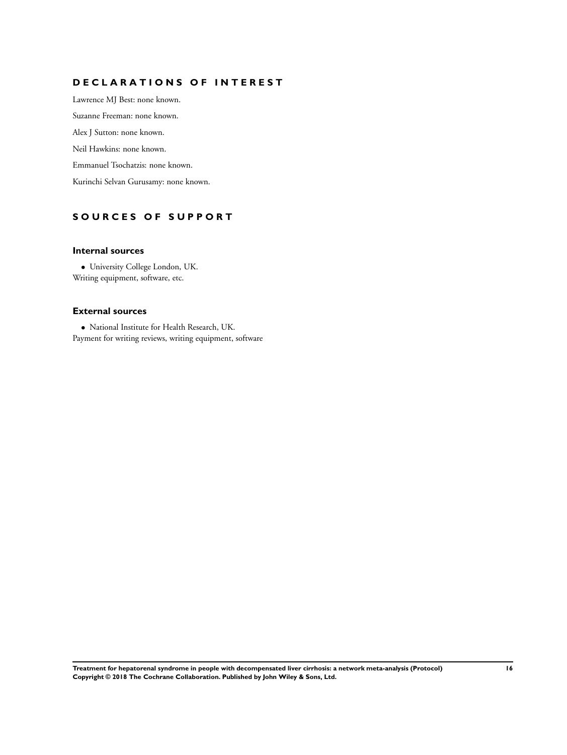## DECLARATIONS OF INTEREST

Lawrence MJ Best: none known.

Suzanne Freeman: none known.

Alex J Sutton: none known.

Neil Hawkins: none known.

Emmanuel Tsochatzis: none known.

Kurinchi Selvan Gurusamy: none known.

## SOURCES OF SUPPORT

### Internal sources

- University College London, UK.

Writing equipment, software, etc.

### External sources

- National Institute for Health Research, UK.

Payment for writing reviews, writing equipment, software